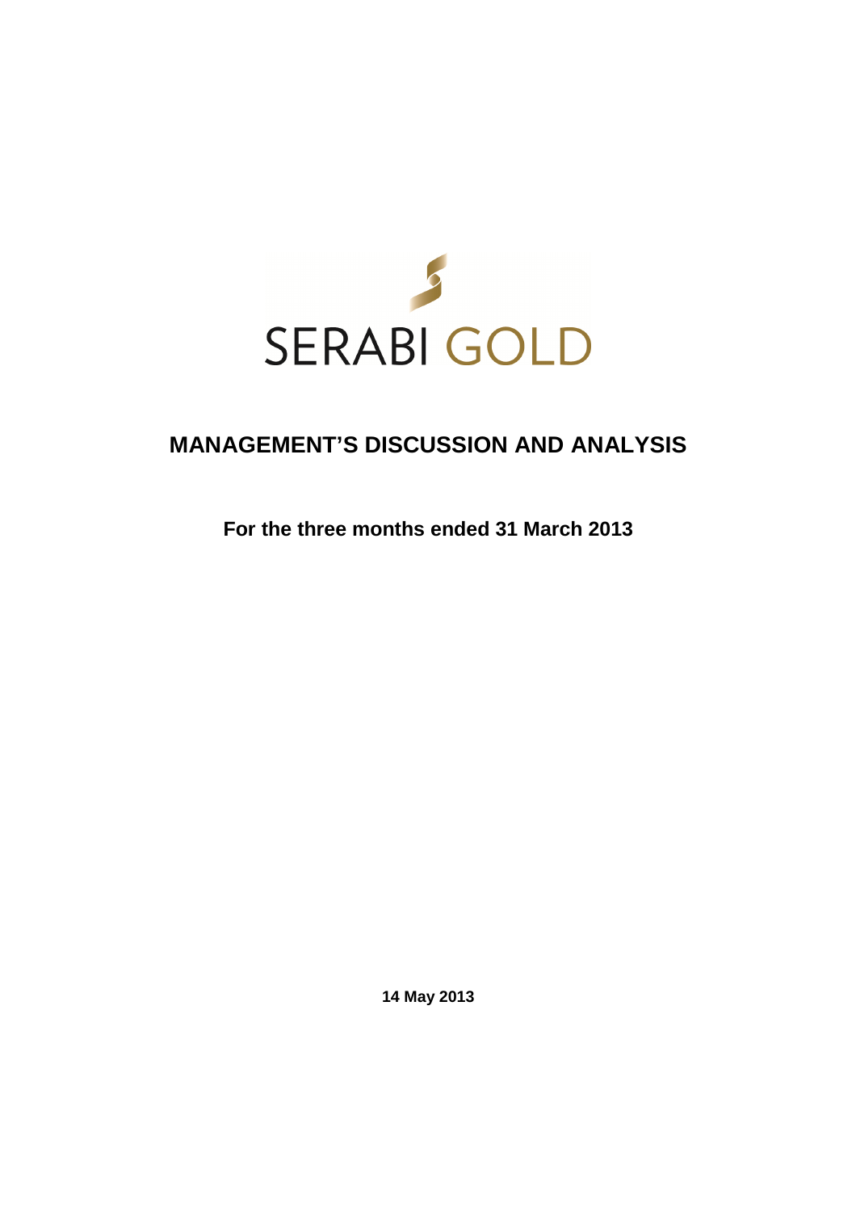SERABI GOLD

# MANAGEMENT'S DISCUSSION AND ANALYSIS

**For the three months ended 31 March 2013**

**14 May 2013**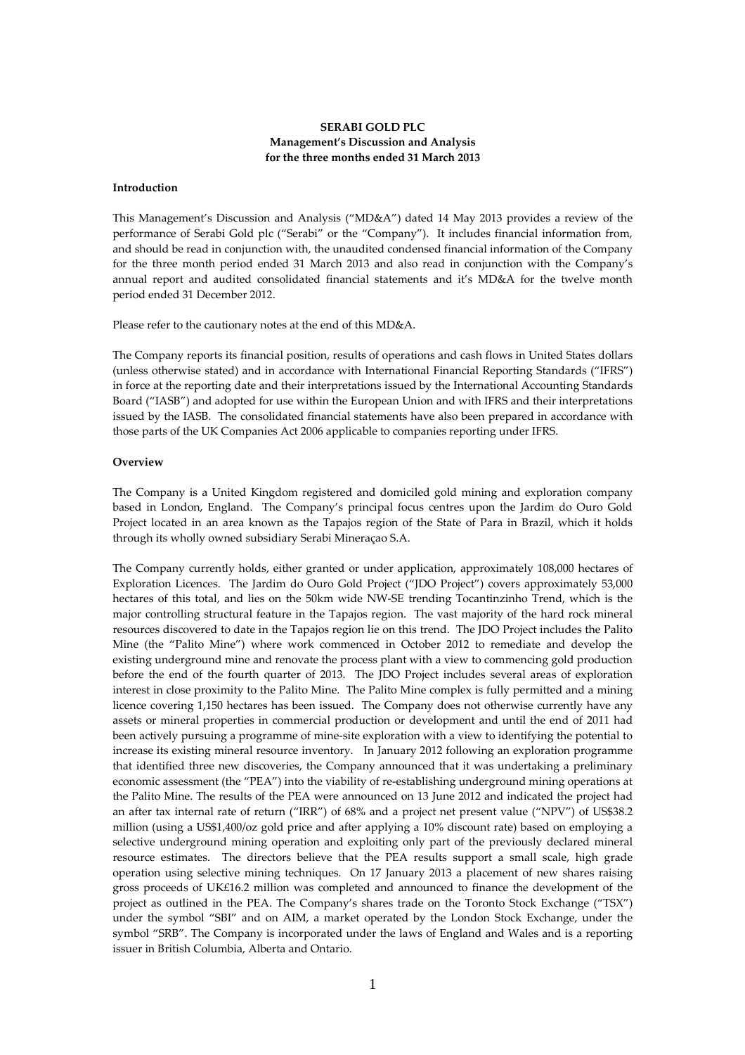**SERABI GOLD PLC**
**Management's Discussion and Analysis**
**for the three months ended 31 March 2013**

## Introduction

This Management's Discussion and Analysis ("MD&A") dated 14 May 2013 provides a review of the performance of Serabi Gold plc ("Serabi" or the "Company"). It includes financial information from, and should be read in conjunction with, the unaudited condensed financial information of the Company for the three month period ended 31 March 2013 and also read in conjunction with the Company's annual report and audited consolidated financial statements and it's MD&A for the twelve month period ended 31 December 2012.

Please refer to the cautionary notes at the end of this MD&A.

The Company reports its financial position, results of operations and cash flows in United States dollars (unless otherwise stated) and in accordance with International Financial Reporting Standards ("IFRS") in force at the reporting date and their interpretations issued by the International Accounting Standards Board ("IASB") and adopted for use within the European Union and with IFRS and their interpretations issued by the IASB. The consolidated financial statements have also been prepared in accordance with those parts of the UK Companies Act 2006 applicable to companies reporting under IFRS.

## Overview

The Company is a United Kingdom registered and domiciled gold mining and exploration company based in London, England. The Company's principal focus centres upon the Jardim do Ouro Gold Project located in an area known as the Tapajos region of the State of Para in Brazil, which it holds through its wholly owned subsidiary Serabi Mineraçao S.A.

The Company currently holds, either granted or under application, approximately 108,000 hectares of Exploration Licences. The Jardim do Ouro Gold Project ("JDO Project") covers approximately 53,000 hectares of this total, and lies on the 50km wide NW-SE trending Tocantinzinho Trend, which is the major controlling structural feature in the Tapajos region. The vast majority of the hard rock mineral resources discovered to date in the Tapajos region lie on this trend. The JDO Project includes the Palito Mine (the "Palito Mine") where work commenced in October 2012 to remediate and develop the existing underground mine and renovate the process plant with a view to commencing gold production before the end of the fourth quarter of 2013. The JDO Project includes several areas of exploration interest in close proximity to the Palito Mine. The Palito Mine complex is fully permitted and a mining licence covering 1,150 hectares has been issued. The Company does not otherwise currently have any assets or mineral properties in commercial production or development and until the end of 2011 had been actively pursuing a programme of mine-site exploration with a view to identifying the potential to increase its existing mineral resource inventory. In January 2012 following an exploration programme that identified three new discoveries, the Company announced that it was undertaking a preliminary economic assessment (the "PEA") into the viability of re-establishing underground mining operations at the Palito Mine. The results of the PEA were announced on 13 June 2012 and indicated the project had an after tax internal rate of return ("IRR") of 68% and a project net present value ("NPV") of US$38.2 million (using a US$1,400/oz gold price and after applying a 10% discount rate) based on employing a selective underground mining operation and exploiting only part of the previously declared mineral resource estimates. The directors believe that the PEA results support a small scale, high grade operation using selective mining techniques. On 17 January 2013 a placement of new shares raising gross proceeds of UK£16.2 million was completed and announced to finance the development of the project as outlined in the PEA. The Company's shares trade on the Toronto Stock Exchange ("TSX") under the symbol "SBI" and on AIM, a market operated by the London Stock Exchange, under the symbol "SRB". The Company is incorporated under the laws of England and Wales and is a reporting issuer in British Columbia, Alberta and Ontario.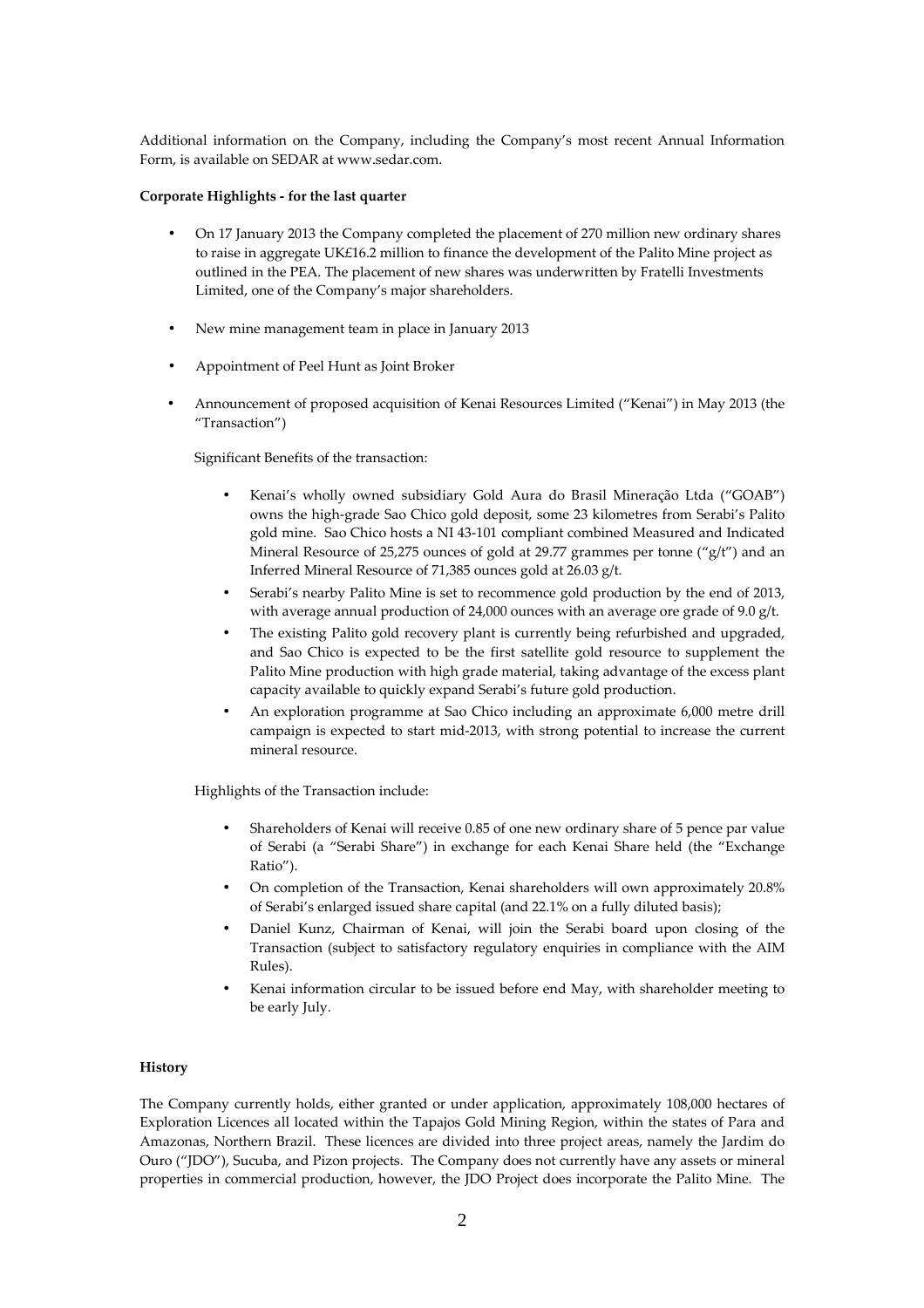Additional information on the Company, including the Company's most recent Annual Information Form, is available on SEDAR at www.sedar.com.

**Corporate Highlights - for the last quarter**

- On 17 January 2013 the Company completed the placement of 270 million new ordinary shares to raise in aggregate UK£16.2 million to finance the development of the Palito Mine project as outlined in the PEA. The placement of new shares was underwritten by Fratelli Investments Limited, one of the Company's major shareholders.
- New mine management team in place in January 2013
- Appointment of Peel Hunt as Joint Broker
- Announcement of proposed acquisition of Kenai Resources Limited ("Kenai") in May 2013 (the "Transaction")

  Significant Benefits of the transaction:

  - Kenai's wholly owned subsidiary Gold Aura do Brasil Mineração Ltda ("GOAB") owns the high-grade Sao Chico gold deposit, some 23 kilometres from Serabi's Palito gold mine. Sao Chico hosts a NI 43-101 compliant combined Measured and Indicated Mineral Resource of 25,275 ounces of gold at 29.77 grammes per tonne ("g/t") and an Inferred Mineral Resource of 71,385 ounces gold at 26.03 g/t.
  - Serabi's nearby Palito Mine is set to recommence gold production by the end of 2013, with average annual production of 24,000 ounces with an average ore grade of 9.0 g/t.
  - The existing Palito gold recovery plant is currently being refurbished and upgraded, and Sao Chico is expected to be the first satellite gold resource to supplement the Palito Mine production with high grade material, taking advantage of the excess plant capacity available to quickly expand Serabi's future gold production.
  - An exploration programme at Sao Chico including an approximate 6,000 metre drill campaign is expected to start mid-2013, with strong potential to increase the current mineral resource.

  Highlights of the Transaction include:

  - Shareholders of Kenai will receive 0.85 of one new ordinary share of 5 pence par value of Serabi (a "Serabi Share") in exchange for each Kenai Share held (the "Exchange Ratio").
  - On completion of the Transaction, Kenai shareholders will own approximately 20.8% of Serabi's enlarged issued share capital (and 22.1% on a fully diluted basis);
  - Daniel Kunz, Chairman of Kenai, will join the Serabi board upon closing of the Transaction (subject to satisfactory regulatory enquiries in compliance with the AIM Rules).
  - Kenai information circular to be issued before end May, with shareholder meeting to be early July.

**History**

The Company currently holds, either granted or under application, approximately 108,000 hectares of Exploration Licences all located within the Tapajos Gold Mining Region, within the states of Para and Amazonas, Northern Brazil. These licences are divided into three project areas, namely the Jardim do Ouro ("JDO"), Sucuba, and Pizon projects. The Company does not currently have any assets or mineral properties in commercial production, however, the JDO Project does incorporate the Palito Mine. The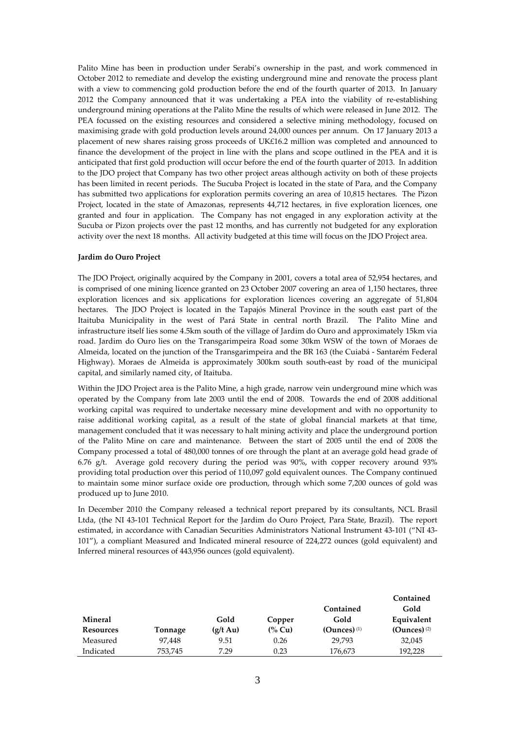Palito Mine has been in production under Serabi's ownership in the past, and work commenced in October 2012 to remediate and develop the existing underground mine and renovate the process plant with a view to commencing gold production before the end of the fourth quarter of 2013. In January 2012 the Company announced that it was undertaking a PEA into the viability of re-establishing underground mining operations at the Palito Mine the results of which were released in June 2012. The PEA focussed on the existing resources and considered a selective mining methodology, focused on maximising grade with gold production levels around 24,000 ounces per annum. On 17 January 2013 a placement of new shares raising gross proceeds of UK£16.2 million was completed and announced to finance the development of the project in line with the plans and scope outlined in the PEA and it is anticipated that first gold production will occur before the end of the fourth quarter of 2013. In addition to the JDO project that Company has two other project areas although activity on both of these projects has been limited in recent periods. The Sucuba Project is located in the state of Para, and the Company has submitted two applications for exploration permits covering an area of 10,815 hectares. The Pizon Project, located in the state of Amazonas, represents 44,712 hectares, in five exploration licences, one granted and four in application. The Company has not engaged in any exploration activity at the Sucuba or Pizon projects over the past 12 months, and has currently not budgeted for any exploration activity over the next 18 months. All activity budgeted at this time will focus on the JDO Project area.

**Jardim do Ouro Project**

The JDO Project, originally acquired by the Company in 2001, covers a total area of 52,954 hectares, and is comprised of one mining licence granted on 23 October 2007 covering an area of 1,150 hectares, three exploration licences and six applications for exploration licences covering an aggregate of 51,804 hectares. The JDO Project is located in the Tapajós Mineral Province in the south east part of the Itaituba Municipality in the west of Pará State in central north Brazil. The Palito Mine and infrastructure itself lies some 4.5km south of the village of Jardim do Ouro and approximately 15km via road. Jardim do Ouro lies on the Transgarimpeira Road some 30km WSW of the town of Moraes de Almeida, located on the junction of the Transgarimpeira and the BR 163 (the Cuiabá - Santarém Federal Highway). Moraes de Almeida is approximately 300km south south-east by road of the municipal capital, and similarly named city, of Itaituba.

Within the JDO Project area is the Palito Mine, a high grade, narrow vein underground mine which was operated by the Company from late 2003 until the end of 2008. Towards the end of 2008 additional working capital was required to undertake necessary mine development and with no opportunity to raise additional working capital, as a result of the state of global financial markets at that time, management concluded that it was necessary to halt mining activity and place the underground portion of the Palito Mine on care and maintenance. Between the start of 2005 until the end of 2008 the Company processed a total of 480,000 tonnes of ore through the plant at an average gold head grade of 6.76 g/t. Average gold recovery during the period was 90%, with copper recovery around 93% providing total production over this period of 110,097 gold equivalent ounces. The Company continued to maintain some minor surface oxide ore production, through which some 7,200 ounces of gold was produced up to June 2010.

In December 2010 the Company released a technical report prepared by its consultants, NCL Brasil Ltda, (the NI 43-101 Technical Report for the Jardim do Ouro Project, Para State, Brazil). The report estimated, in accordance with Canadian Securities Administrators National Instrument 43-101 ("NI 43-101"), a compliant Measured and Indicated mineral resource of 224,272 ounces (gold equivalent) and Inferred mineral resources of 443,956 ounces (gold equivalent).

| Mineral Resources | Tonnage | Gold (g/t Au) | Copper (% Cu) | Contained Gold (Ounces) (1) | Contained Gold Equivalent (Ounces) (2) |
|---|---|---|---|---|---|
| Measured | 97,448 | 9.51 | 0.26 | 29,793 | 32,045 |
| Indicated | 753,745 | 7.29 | 0.23 | 176,673 | 192,228 |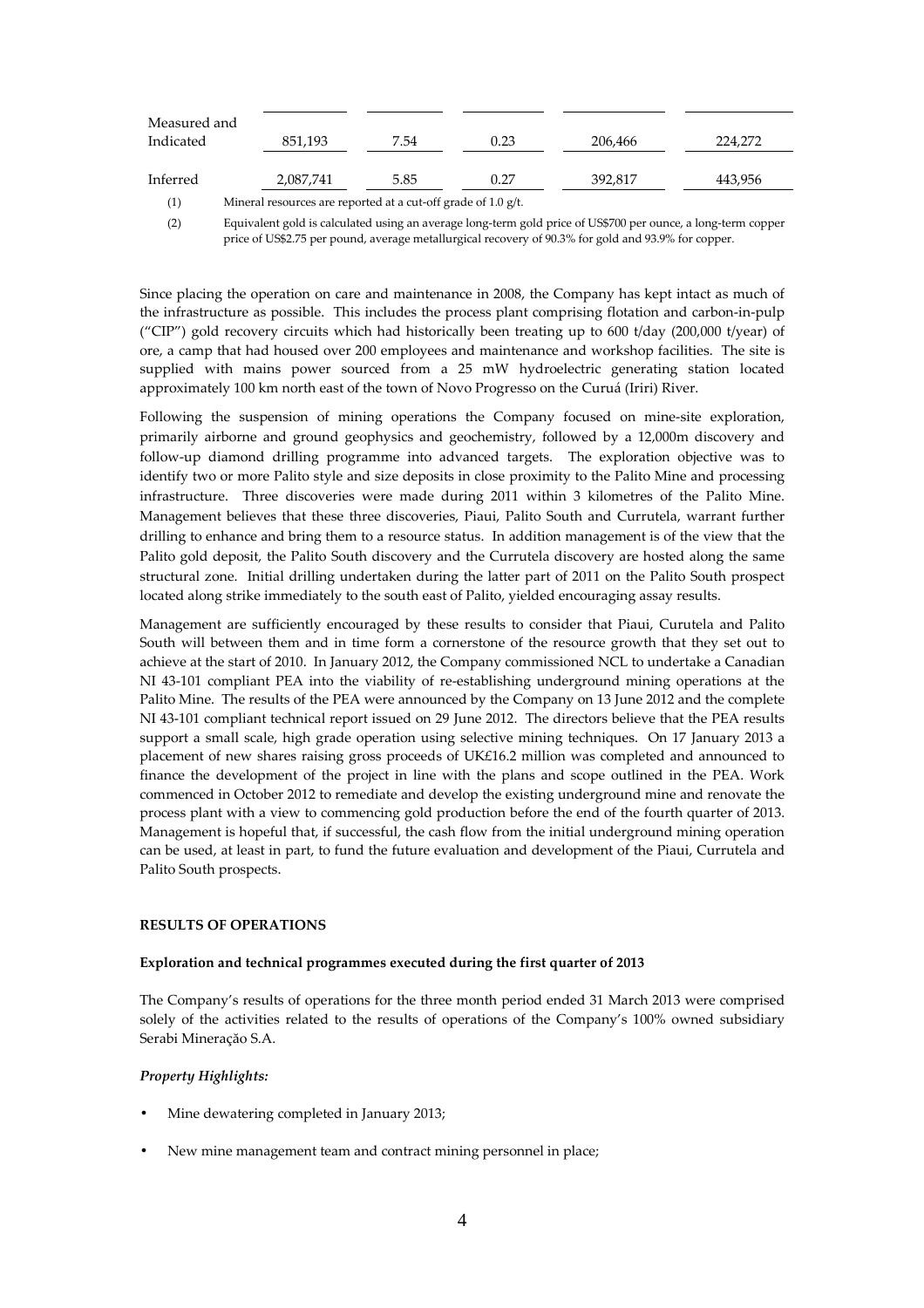| | | | | | |
|---|---|---|---|---|---|
| Measured and Indicated | 851,193 | 7.54 | 0.23 | 206,466 | 224,272 |
| Inferred | 2,087,741 | 5.85 | 0.27 | 392,817 | 443,956 |

(1) Mineral resources are reported at a cut-off grade of 1.0 g/t.

(2) Equivalent gold is calculated using an average long-term gold price of US$700 per ounce, a long-term copper price of US$2.75 per pound, average metallurgical recovery of 90.3% for gold and 93.9% for copper.

Since placing the operation on care and maintenance in 2008, the Company has kept intact as much of the infrastructure as possible. This includes the process plant comprising flotation and carbon-in-pulp ("CIP") gold recovery circuits which had historically been treating up to 600 t/day (200,000 t/year) of ore, a camp that had housed over 200 employees and maintenance and workshop facilities. The site is supplied with mains power sourced from a 25 mW hydroelectric generating station located approximately 100 km north east of the town of Novo Progresso on the Curuá (Iriri) River.

Following the suspension of mining operations the Company focused on mine-site exploration, primarily airborne and ground geophysics and geochemistry, followed by a 12,000m discovery and follow-up diamond drilling programme into advanced targets. The exploration objective was to identify two or more Palito style and size deposits in close proximity to the Palito Mine and processing infrastructure. Three discoveries were made during 2011 within 3 kilometres of the Palito Mine. Management believes that these three discoveries, Piaui, Palito South and Currutela, warrant further drilling to enhance and bring them to a resource status. In addition management is of the view that the Palito gold deposit, the Palito South discovery and the Currutela discovery are hosted along the same structural zone. Initial drilling undertaken during the latter part of 2011 on the Palito South prospect located along strike immediately to the south east of Palito, yielded encouraging assay results.

Management are sufficiently encouraged by these results to consider that Piaui, Curutela and Palito South will between them and in time form a cornerstone of the resource growth that they set out to achieve at the start of 2010. In January 2012, the Company commissioned NCL to undertake a Canadian NI 43-101 compliant PEA into the viability of re-establishing underground mining operations at the Palito Mine. The results of the PEA were announced by the Company on 13 June 2012 and the complete NI 43-101 compliant technical report issued on 29 June 2012. The directors believe that the PEA results support a small scale, high grade operation using selective mining techniques. On 17 January 2013 a placement of new shares raising gross proceeds of UK£16.2 million was completed and announced to finance the development of the project in line with the plans and scope outlined in the PEA. Work commenced in October 2012 to remediate and develop the existing underground mine and renovate the process plant with a view to commencing gold production before the end of the fourth quarter of 2013. Management is hopeful that, if successful, the cash flow from the initial underground mining operation can be used, at least in part, to fund the future evaluation and development of the Piaui, Currutela and Palito South prospects.

**RESULTS OF OPERATIONS**

**Exploration and technical programmes executed during the first quarter of 2013**

The Company's results of operations for the three month period ended 31 March 2013 were comprised solely of the activities related to the results of operations of the Company's 100% owned subsidiary Serabi Mineração S.A.

***Property Highlights:***

- Mine dewatering completed in January 2013;
- New mine management team and contract mining personnel in place;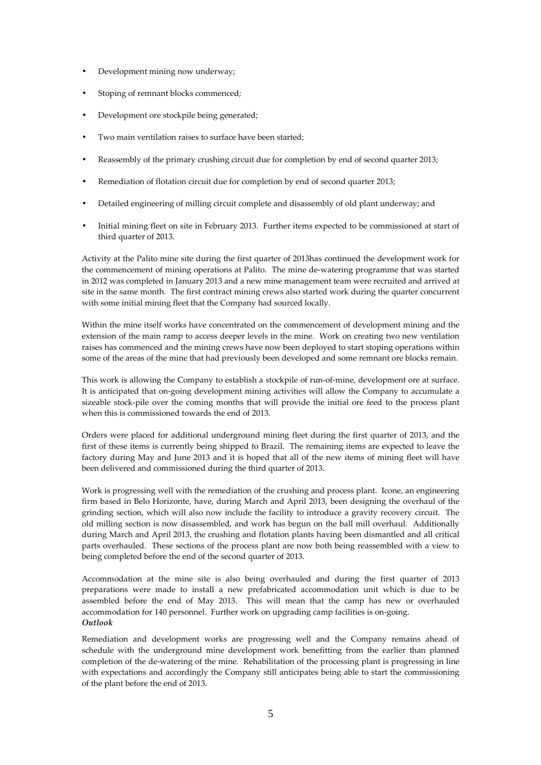- Development mining now underway;
- Stoping of remnant blocks commenced;
- Development ore stockpile being generated;
- Two main ventilation raises to surface have been started;
- Reassembly of the primary crushing circuit due for completion by end of second quarter 2013;
- Remediation of flotation circuit due for completion by end of second quarter 2013;
- Detailed engineering of milling circuit complete and disassembly of old plant underway; and
- Initial mining fleet on site in February 2013. Further items expected to be commissioned at start of third quarter of 2013.

Activity at the Palito mine site during the first quarter of 2013has continued the development work for the commencement of mining operations at Palito. The mine de-watering programme that was started in 2012 was completed in January 2013 and a new mine management team were recruited and arrived at site in the same month. The first contract mining crews also started work during the quarter concurrent with some initial mining fleet that the Company had sourced locally.

Within the mine itself works have concentrated on the commencement of development mining and the extension of the main ramp to access deeper levels in the mine. Work on creating two new ventilation raises has commenced and the mining crews have now been deployed to start stoping operations within some of the areas of the mine that had previously been developed and some remnant ore blocks remain.

This work is allowing the Company to establish a stockpile of run-of-mine, development ore at surface. It is anticipated that on-going development mining activities will allow the Company to accumulate a sizeable stock-pile over the coming months that will provide the initial ore feed to the process plant when this is commissioned towards the end of 2013.

Orders were placed for additional underground mining fleet during the first quarter of 2013, and the first of these items is currently being shipped to Brazil. The remaining items are expected to leave the factory during May and June 2013 and it is hoped that all of the new items of mining fleet will have been delivered and commissioned during the third quarter of 2013.

Work is progressing well with the remediation of the crushing and process plant. Icone, an engineering firm based in Belo Horizonte, have, during March and April 2013, been designing the overhaul of the grinding section, which will also now include the facility to introduce a gravity recovery circuit. The old milling section is now disassembled, and work has begun on the ball mill overhaul. Additionally during March and April 2013, the crushing and flotation plants having been dismantled and all critical parts overhauled. These sections of the process plant are now both being reassembled with a view to being completed before the end of the second quarter of 2013.

Accommodation at the mine site is also being overhauled and during the first quarter of 2013 preparations were made to install a new prefabricated accommodation unit which is due to be assembled before the end of May 2013. This will mean that the camp has new or overhauled accommodation for 140 personnel. Further work on upgrading camp facilities is on-going.

***Outlook***

Remediation and development works are progressing well and the Company remains ahead of schedule with the underground mine development work benefitting from the earlier than planned completion of the de-watering of the mine. Rehabilitation of the processing plant is progressing in line with expectations and accordingly the Company still anticipates being able to start the commissioning of the plant before the end of 2013.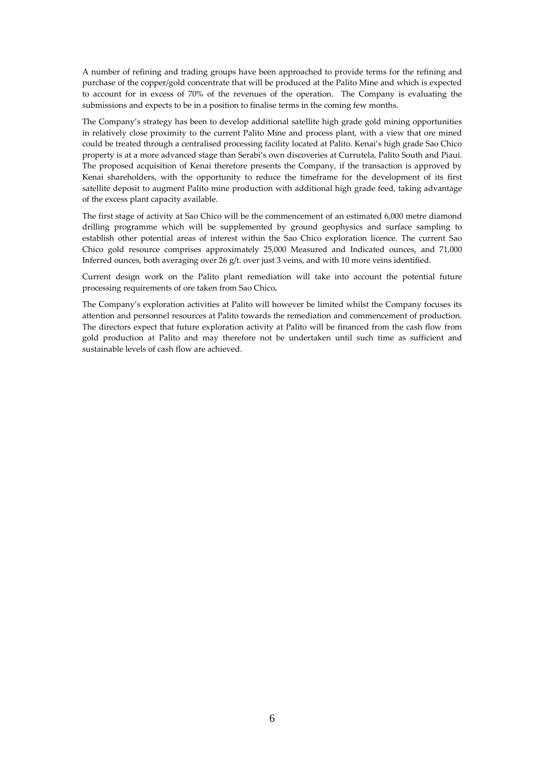A number of refining and trading groups have been approached to provide terms for the refining and purchase of the copper/gold concentrate that will be produced at the Palito Mine and which is expected to account for in excess of 70% of the revenues of the operation. The Company is evaluating the submissions and expects to be in a position to finalise terms in the coming few months.

The Company's strategy has been to develop additional satellite high grade gold mining opportunities in relatively close proximity to the current Palito Mine and process plant, with a view that ore mined could be treated through a centralised processing facility located at Palito. Kenai's high grade Sao Chico property is at a more advanced stage than Serabi's own discoveries at Currutela, Palito South and Piaui. The proposed acquisition of Kenai therefore presents the Company, if the transaction is approved by Kenai shareholders, with the opportunity to reduce the timeframe for the development of its first satellite deposit to augment Palito mine production with additional high grade feed, taking advantage of the excess plant capacity available.

The first stage of activity at Sao Chico will be the commencement of an estimated 6,000 metre diamond drilling programme which will be supplemented by ground geophysics and surface sampling to establish other potential areas of interest within the Sao Chico exploration licence. The current Sao Chico gold resource comprises approximately 25,000 Measured and Indicated ounces, and 71,000 Inferred ounces, both averaging over 26 g/t. over just 3 veins, and with 10 more veins identified.

Current design work on the Palito plant remediation will take into account the potential future processing requirements of ore taken from Sao Chico**.**

The Company's exploration activities at Palito will however be limited whilst the Company focuses its attention and personnel resources at Palito towards the remediation and commencement of production. The directors expect that future exploration activity at Palito will be financed from the cash flow from gold production at Palito and may therefore not be undertaken until such time as sufficient and sustainable levels of cash flow are achieved.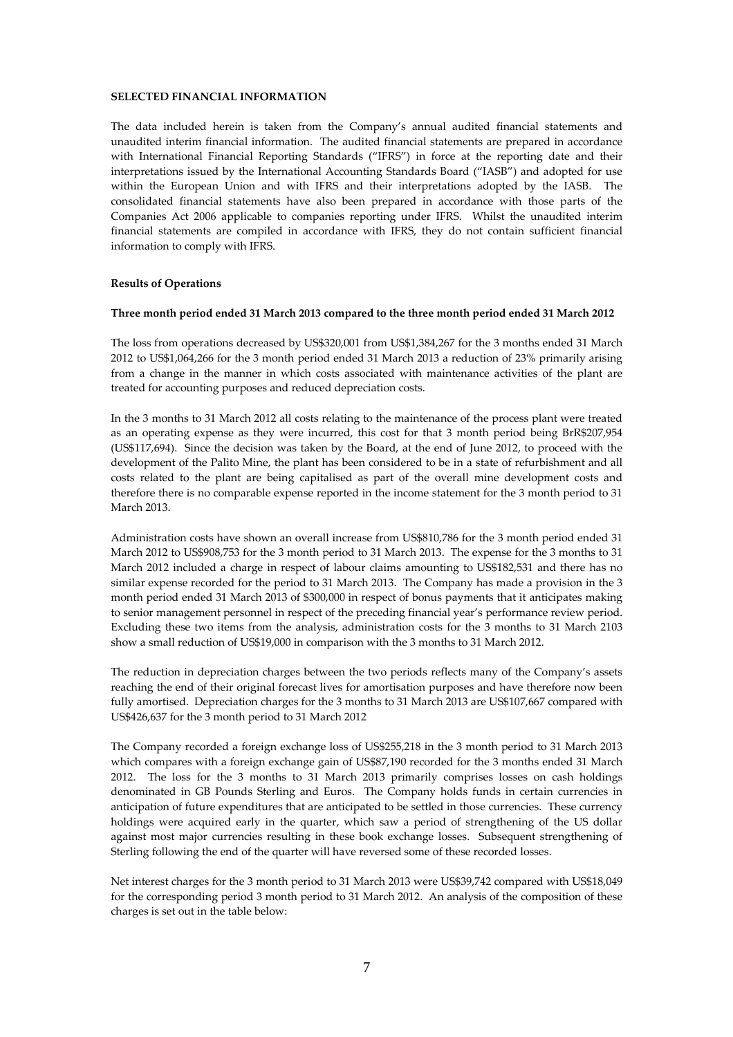**SELECTED FINANCIAL INFORMATION**

The data included herein is taken from the Company's annual audited financial statements and unaudited interim financial information. The audited financial statements are prepared in accordance with International Financial Reporting Standards ("IFRS") in force at the reporting date and their interpretations issued by the International Accounting Standards Board ("IASB") and adopted for use within the European Union and with IFRS and their interpretations adopted by the IASB. The consolidated financial statements have also been prepared in accordance with those parts of the Companies Act 2006 applicable to companies reporting under IFRS. Whilst the unaudited interim financial statements are compiled in accordance with IFRS, they do not contain sufficient financial information to comply with IFRS.

**Results of Operations**

**Three month period ended 31 March 2013 compared to the three month period ended 31 March 2012**

The loss from operations decreased by US$320,001 from US$1,384,267 for the 3 months ended 31 March 2012 to US$1,064,266 for the 3 month period ended 31 March 2013 a reduction of 23% primarily arising from a change in the manner in which costs associated with maintenance activities of the plant are treated for accounting purposes and reduced depreciation costs.

In the 3 months to 31 March 2012 all costs relating to the maintenance of the process plant were treated as an operating expense as they were incurred, this cost for that 3 month period being BrR$207,954 (US$117,694). Since the decision was taken by the Board, at the end of June 2012, to proceed with the development of the Palito Mine, the plant has been considered to be in a state of refurbishment and all costs related to the plant are being capitalised as part of the overall mine development costs and therefore there is no comparable expense reported in the income statement for the 3 month period to 31 March 2013.

Administration costs have shown an overall increase from US$810,786 for the 3 month period ended 31 March 2012 to US$908,753 for the 3 month period to 31 March 2013. The expense for the 3 months to 31 March 2012 included a charge in respect of labour claims amounting to US$182,531 and there has no similar expense recorded for the period to 31 March 2013. The Company has made a provision in the 3 month period ended 31 March 2013 of $300,000 in respect of bonus payments that it anticipates making to senior management personnel in respect of the preceding financial year's performance review period. Excluding these two items from the analysis, administration costs for the 3 months to 31 March 2103 show a small reduction of US$19,000 in comparison with the 3 months to 31 March 2012.

The reduction in depreciation charges between the two periods reflects many of the Company's assets reaching the end of their original forecast lives for amortisation purposes and have therefore now been fully amortised. Depreciation charges for the 3 months to 31 March 2013 are US$107,667 compared with US$426,637 for the 3 month period to 31 March 2012

The Company recorded a foreign exchange loss of US$255,218 in the 3 month period to 31 March 2013 which compares with a foreign exchange gain of US$87,190 recorded for the 3 months ended 31 March 2012. The loss for the 3 months to 31 March 2013 primarily comprises losses on cash holdings denominated in GB Pounds Sterling and Euros. The Company holds funds in certain currencies in anticipation of future expenditures that are anticipated to be settled in those currencies. These currency holdings were acquired early in the quarter, which saw a period of strengthening of the US dollar against most major currencies resulting in these book exchange losses. Subsequent strengthening of Sterling following the end of the quarter will have reversed some of these recorded losses.

Net interest charges for the 3 month period to 31 March 2013 were US$39,742 compared with US$18,049 for the corresponding period 3 month period to 31 March 2012. An analysis of the composition of these charges is set out in the table below: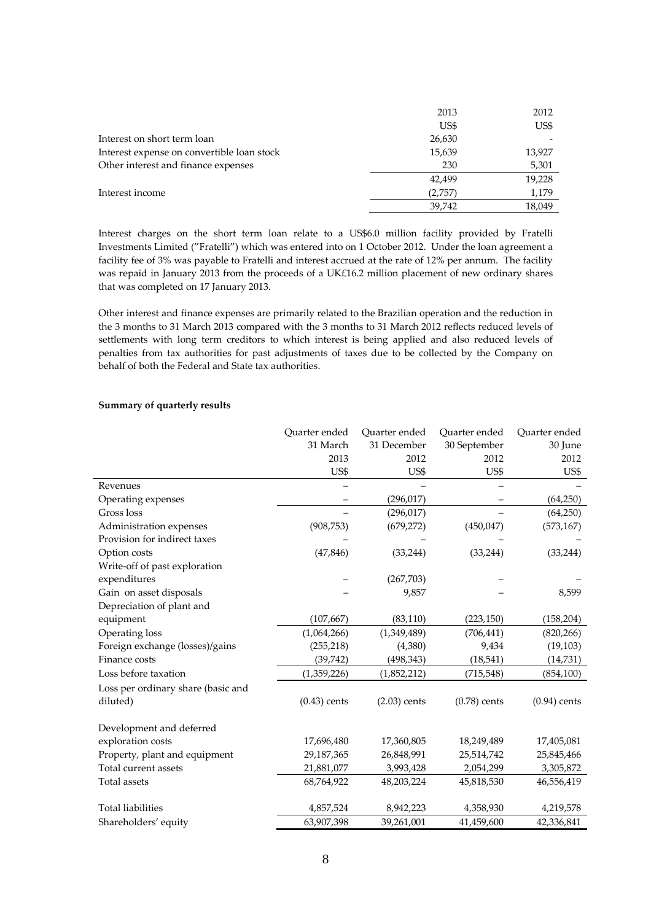| | 2013 | 2012 |
|---|---|---|
| | US$ | US$ |
| Interest on short term loan | 26,630 | - |
| Interest expense on convertible loan stock | 15,639 | 13,927 |
| Other interest and finance expenses | 230 | 5,301 |
| | 42,499 | 19,228 |
| Interest income | (2,757) | 1,179 |
| | 39,742 | 18,049 |

Interest charges on the short term loan relate to a US$6.0 million facility provided by Fratelli Investments Limited ("Fratelli") which was entered into on 1 October 2012. Under the loan agreement a facility fee of 3% was payable to Fratelli and interest accrued at the rate of 12% per annum. The facility was repaid in January 2013 from the proceeds of a UK£16.2 million placement of new ordinary shares that was completed on 17 January 2013.

Other interest and finance expenses are primarily related to the Brazilian operation and the reduction in the 3 months to 31 March 2013 compared with the 3 months to 31 March 2012 reflects reduced levels of settlements with long term creditors to which interest is being applied and also reduced levels of penalties from tax authorities for past adjustments of taxes due to be collected by the Company on behalf of both the Federal and State tax authorities.

**Summary of quarterly results**

| | Quarter ended 31 March 2013 | Quarter ended 31 December 2012 | Quarter ended 30 September 2012 | Quarter ended 30 June 2012 |
|---|---|---|---|---|
| | US$ | US$ | US$ | US$ |
| Revenues | – | – | – | – |
| Operating expenses | – | (296,017) | – | (64,250) |
| Gross loss | – | (296,017) | – | (64,250) |
| Administration expenses | (908,753) | (679,272) | (450,047) | (573,167) |
| Provision for indirect taxes | – | – | – | – |
| Option costs | (47,846) | (33,244) | (33,244) | (33,244) |
| Write-off of past exploration expenditures | – | (267,703) | – | – |
| Gain on asset disposals | – | 9,857 | – | 8,599 |
| Depreciation of plant and equipment | (107,667) | (83,110) | (223,150) | (158,204) |
| Operating loss | (1,064,266) | (1,349,489) | (706,441) | (820,266) |
| Foreign exchange (losses)/gains | (255,218) | (4,380) | 9,434 | (19,103) |
| Finance costs | (39,742) | (498,343) | (18,541) | (14,731) |
| Loss before taxation | (1,359,226) | (1,852,212) | (715,548) | (854,100) |
| Loss per ordinary share (basic and diluted) | (0.43) cents | (2.03) cents | (0.78) cents | (0.94) cents |
| | | | | |
| Development and deferred exploration costs | 17,696,480 | 17,360,805 | 18,249,489 | 17,405,081 |
| Property, plant and equipment | 29,187,365 | 26,848,991 | 25,514,742 | 25,845,466 |
| Total current assets | 21,881,077 | 3,993,428 | 2,054,299 | 3,305,872 |
| Total assets | 68,764,922 | 48,203,224 | 45,818,530 | 46,556,419 |
| | | | | |
| Total liabilities | 4,857,524 | 8,942,223 | 4,358,930 | 4,219,578 |
| Shareholders' equity | 63,907,398 | 39,261,001 | 41,459,600 | 42,336,841 |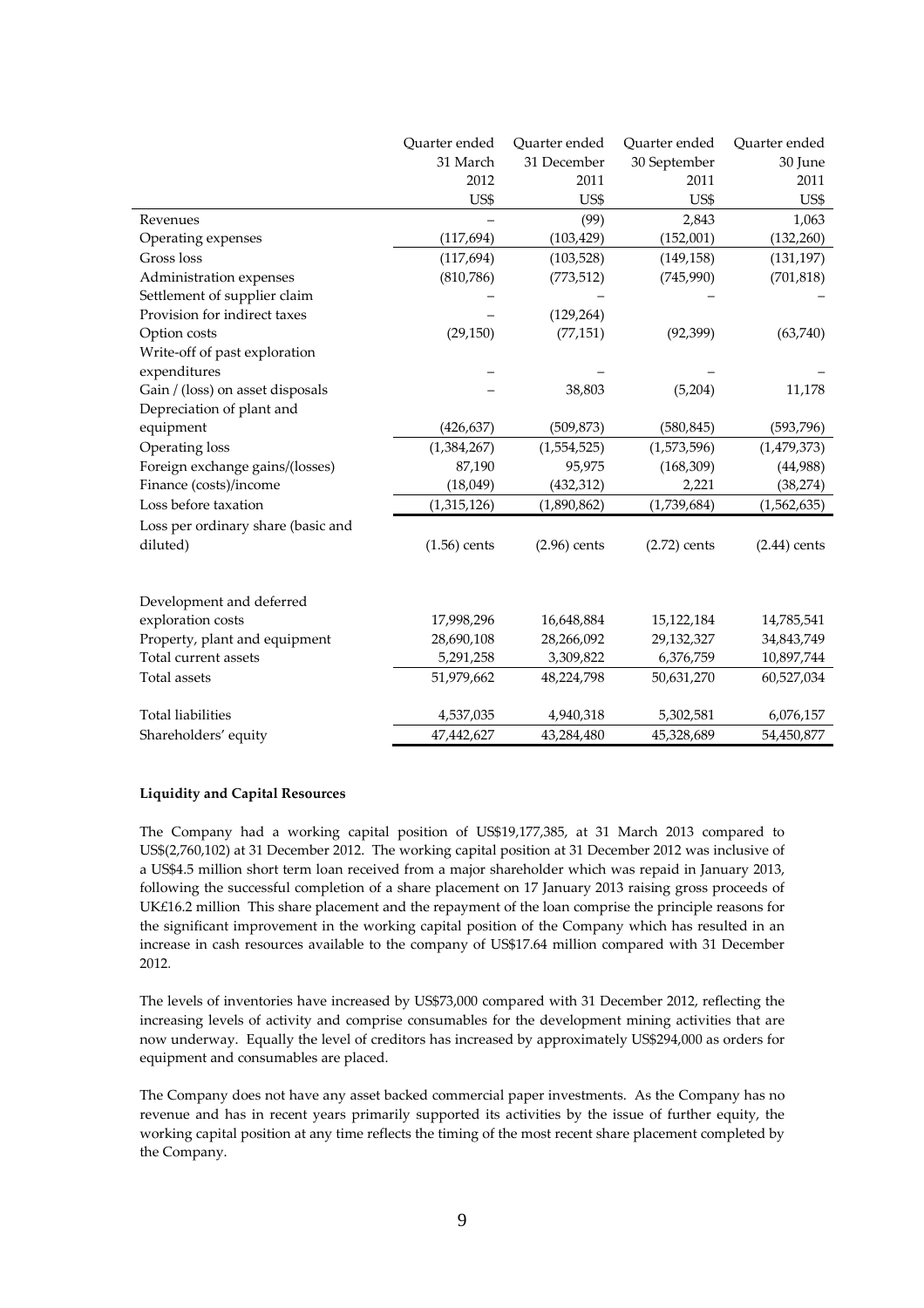| | Quarter ended 31 March 2012 US$ | Quarter ended 31 December 2011 US$ | Quarter ended 30 September 2011 US$ | Quarter ended 30 June 2011 US$ |
|---|---|---|---|---|
| Revenues | – | (99) | 2,843 | 1,063 |
| Operating expenses | (117,694) | (103,429) | (152,001) | (132,260) |
| Gross loss | (117,694) | (103,528) | (149,158) | (131,197) |
| Administration expenses | (810,786) | (773,512) | (745,990) | (701,818) |
| Settlement of supplier claim | – | – | – | – |
| Provision for indirect taxes | – | (129,264) | | |
| Option costs | (29,150) | (77,151) | (92,399) | (63,740) |
| Write-off of past exploration expenditures | – | – | – | – |
| Gain / (loss) on asset disposals | – | 38,803 | (5,204) | 11,178 |
| Depreciation of plant and equipment | (426,637) | (509,873) | (580,845) | (593,796) |
| Operating loss | (1,384,267) | (1,554,525) | (1,573,596) | (1,479,373) |
| Foreign exchange gains/(losses) | 87,190 | 95,975 | (168,309) | (44,988) |
| Finance (costs)/income | (18,049) | (432,312) | 2,221 | (38,274) |
| Loss before taxation | (1,315,126) | (1,890,862) | (1,739,684) | (1,562,635) |
| Loss per ordinary share (basic and diluted) | (1.56) cents | (2.96) cents | (2.72) cents | (2.44) cents |
| | | | | |
| Development and deferred exploration costs | 17,998,296 | 16,648,884 | 15,122,184 | 14,785,541 |
| Property, plant and equipment | 28,690,108 | 28,266,092 | 29,132,327 | 34,843,749 |
| Total current assets | 5,291,258 | 3,309,822 | 6,376,759 | 10,897,744 |
| Total assets | 51,979,662 | 48,224,798 | 50,631,270 | 60,527,034 |
| | | | | |
| Total liabilities | 4,537,035 | 4,940,318 | 5,302,581 | 6,076,157 |
| Shareholders' equity | 47,442,627 | 43,284,480 | 45,328,689 | 54,450,877 |

**Liquidity and Capital Resources**

The Company had a working capital position of US$19,177,385, at 31 March 2013 compared to US$(2,760,102) at 31 December 2012. The working capital position at 31 December 2012 was inclusive of a US$4.5 million short term loan received from a major shareholder which was repaid in January 2013, following the successful completion of a share placement on 17 January 2013 raising gross proceeds of UK£16.2 million This share placement and the repayment of the loan comprise the principle reasons for the significant improvement in the working capital position of the Company which has resulted in an increase in cash resources available to the company of US$17.64 million compared with 31 December 2012.

The levels of inventories have increased by US$73,000 compared with 31 December 2012, reflecting the increasing levels of activity and comprise consumables for the development mining activities that are now underway. Equally the level of creditors has increased by approximately US$294,000 as orders for equipment and consumables are placed.

The Company does not have any asset backed commercial paper investments. As the Company has no revenue and has in recent years primarily supported its activities by the issue of further equity, the working capital position at any time reflects the timing of the most recent share placement completed by the Company.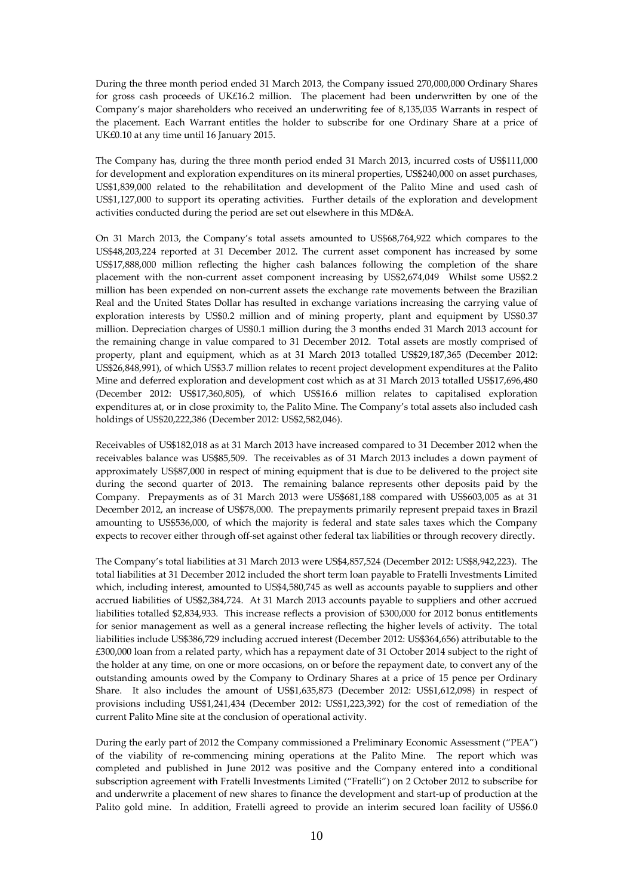During the three month period ended 31 March 2013, the Company issued 270,000,000 Ordinary Shares for gross cash proceeds of UK£16.2 million. The placement had been underwritten by one of the Company's major shareholders who received an underwriting fee of 8,135,035 Warrants in respect of the placement. Each Warrant entitles the holder to subscribe for one Ordinary Share at a price of UK£0.10 at any time until 16 January 2015.

The Company has, during the three month period ended 31 March 2013, incurred costs of US$111,000 for development and exploration expenditures on its mineral properties, US$240,000 on asset purchases, US$1,839,000 related to the rehabilitation and development of the Palito Mine and used cash of US$1,127,000 to support its operating activities. Further details of the exploration and development activities conducted during the period are set out elsewhere in this MD&A.

On 31 March 2013, the Company's total assets amounted to US$68,764,922 which compares to the US$48,203,224 reported at 31 December 2012. The current asset component has increased by some US$17,888,000 million reflecting the higher cash balances following the completion of the share placement with the non-current asset component increasing by US$2,674,049 Whilst some US$2.2 million has been expended on non-current assets the exchange rate movements between the Brazilian Real and the United States Dollar has resulted in exchange variations increasing the carrying value of exploration interests by US$0.2 million and of mining property, plant and equipment by US$0.37 million. Depreciation charges of US$0.1 million during the 3 months ended 31 March 2013 account for the remaining change in value compared to 31 December 2012. Total assets are mostly comprised of property, plant and equipment, which as at 31 March 2013 totalled US$29,187,365 (December 2012: US$26,848,991), of which US$3.7 million relates to recent project development expenditures at the Palito Mine and deferred exploration and development cost which as at 31 March 2013 totalled US$17,696,480 (December 2012: US$17,360,805), of which US$16.6 million relates to capitalised exploration expenditures at, or in close proximity to, the Palito Mine. The Company's total assets also included cash holdings of US$20,222,386 (December 2012: US$2,582,046).

Receivables of US$182,018 as at 31 March 2013 have increased compared to 31 December 2012 when the receivables balance was US$85,509. The receivables as of 31 March 2013 includes a down payment of approximately US$87,000 in respect of mining equipment that is due to be delivered to the project site during the second quarter of 2013. The remaining balance represents other deposits paid by the Company. Prepayments as of 31 March 2013 were US$681,188 compared with US$603,005 as at 31 December 2012, an increase of US$78,000. The prepayments primarily represent prepaid taxes in Brazil amounting to US$536,000, of which the majority is federal and state sales taxes which the Company expects to recover either through off-set against other federal tax liabilities or through recovery directly.

The Company's total liabilities at 31 March 2013 were US$4,857,524 (December 2012: US$8,942,223). The total liabilities at 31 December 2012 included the short term loan payable to Fratelli Investments Limited which, including interest, amounted to US$4,580,745 as well as accounts payable to suppliers and other accrued liabilities of US$2,384,724. At 31 March 2013 accounts payable to suppliers and other accrued liabilities totalled $2,834,933. This increase reflects a provision of $300,000 for 2012 bonus entitlements for senior management as well as a general increase reflecting the higher levels of activity. The total liabilities include US$386,729 including accrued interest (December 2012: US$364,656) attributable to the £300,000 loan from a related party, which has a repayment date of 31 October 2014 subject to the right of the holder at any time, on one or more occasions, on or before the repayment date, to convert any of the outstanding amounts owed by the Company to Ordinary Shares at a price of 15 pence per Ordinary Share. It also includes the amount of US$1,635,873 (December 2012: US$1,612,098) in respect of provisions including US$1,241,434 (December 2012: US$1,223,392) for the cost of remediation of the current Palito Mine site at the conclusion of operational activity.

During the early part of 2012 the Company commissioned a Preliminary Economic Assessment ("PEA") of the viability of re-commencing mining operations at the Palito Mine. The report which was completed and published in June 2012 was positive and the Company entered into a conditional subscription agreement with Fratelli Investments Limited ("Fratelli") on 2 October 2012 to subscribe for and underwrite a placement of new shares to finance the development and start-up of production at the Palito gold mine. In addition, Fratelli agreed to provide an interim secured loan facility of US$6.0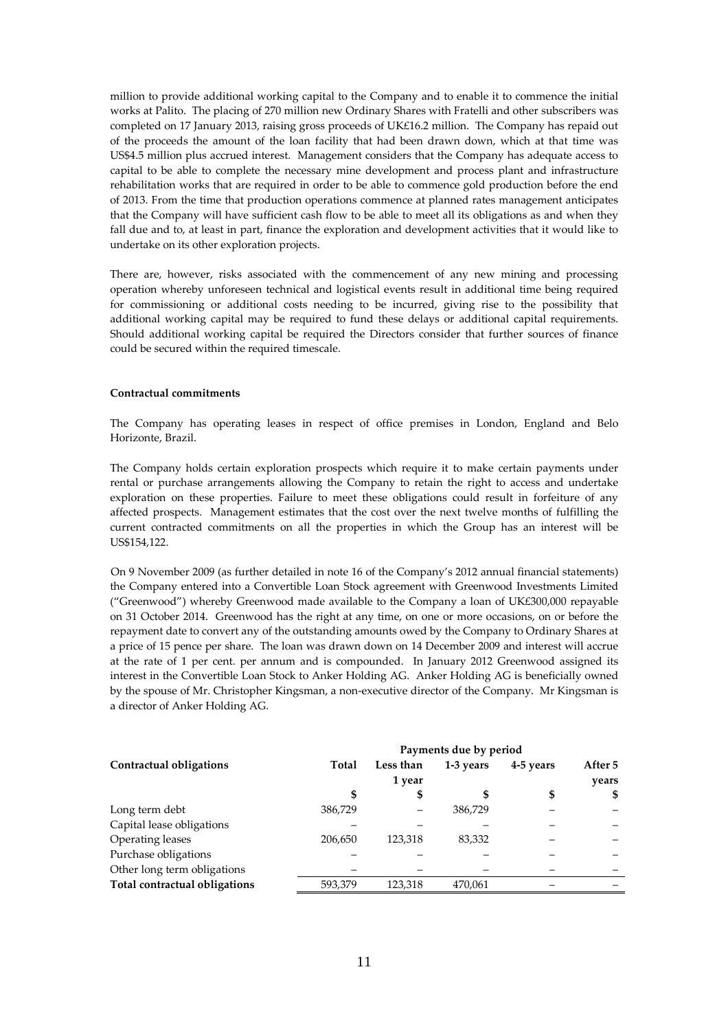million to provide additional working capital to the Company and to enable it to commence the initial works at Palito. The placing of 270 million new Ordinary Shares with Fratelli and other subscribers was completed on 17 January 2013, raising gross proceeds of UK£16.2 million. The Company has repaid out of the proceeds the amount of the loan facility that had been drawn down, which at that time was US$4.5 million plus accrued interest. Management considers that the Company has adequate access to capital to be able to complete the necessary mine development and process plant and infrastructure rehabilitation works that are required in order to be able to commence gold production before the end of 2013. From the time that production operations commence at planned rates management anticipates that the Company will have sufficient cash flow to be able to meet all its obligations as and when they fall due and to, at least in part, finance the exploration and development activities that it would like to undertake on its other exploration projects.

There are, however, risks associated with the commencement of any new mining and processing operation whereby unforeseen technical and logistical events result in additional time being required for commissioning or additional costs needing to be incurred, giving rise to the possibility that additional working capital may be required to fund these delays or additional capital requirements. Should additional working capital be required the Directors consider that further sources of finance could be secured within the required timescale.

**Contractual commitments**

The Company has operating leases in respect of office premises in London, England and Belo Horizonte, Brazil.

The Company holds certain exploration prospects which require it to make certain payments under rental or purchase arrangements allowing the Company to retain the right to access and undertake exploration on these properties. Failure to meet these obligations could result in forfeiture of any affected prospects. Management estimates that the cost over the next twelve months of fulfilling the current contracted commitments on all the properties in which the Group has an interest will be US$154,122.

On 9 November 2009 (as further detailed in note 16 of the Company's 2012 annual financial statements) the Company entered into a Convertible Loan Stock agreement with Greenwood Investments Limited ("Greenwood") whereby Greenwood made available to the Company a loan of UK£300,000 repayable on 31 October 2014. Greenwood has the right at any time, on one or more occasions, on or before the repayment date to convert any of the outstanding amounts owed by the Company to Ordinary Shares at a price of 15 pence per share. The loan was drawn down on 14 December 2009 and interest will accrue at the rate of 1 per cent. per annum and is compounded. In January 2012 Greenwood assigned its interest in the Convertible Loan Stock to Anker Holding AG. Anker Holding AG is beneficially owned by the spouse of Mr. Christopher Kingsman, a non-executive director of the Company. Mr Kingsman is a director of Anker Holding AG.

| | Payments due by period | | | | |
|---|---|---|---|---|---|
| **Contractual obligations** | **Total** | **Less than 1 year** | **1-3 years** | **4-5 years** | **After 5 years** |
| | **$** | **$** | **$** | **$** | **$** |
| Long term debt | 386,729 | – | 386,729 | – | – |
| Capital lease obligations | – | – | – | – | – |
| Operating leases | 206,650 | 123,318 | 83,332 | – | – |
| Purchase obligations | – | – | – | – | – |
| Other long term obligations | – | – | – | – | – |
| **Total contractual obligations** | 593,379 | 123,318 | 470,061 | – | – |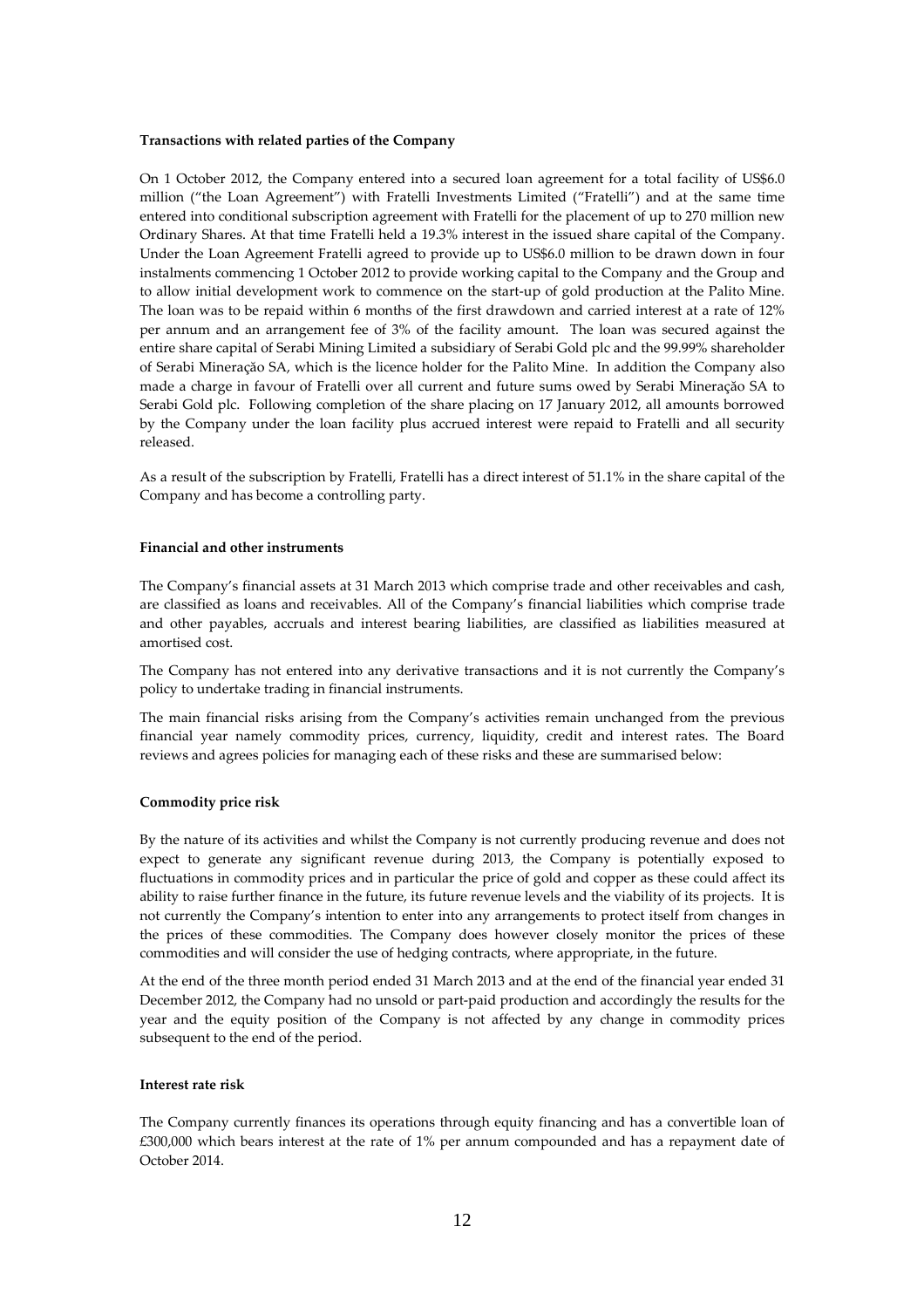**Transactions with related parties of the Company**

On 1 October 2012, the Company entered into a secured loan agreement for a total facility of US$6.0 million ("the Loan Agreement") with Fratelli Investments Limited ("Fratelli") and at the same time entered into conditional subscription agreement with Fratelli for the placement of up to 270 million new Ordinary Shares. At that time Fratelli held a 19.3% interest in the issued share capital of the Company. Under the Loan Agreement Fratelli agreed to provide up to US$6.0 million to be drawn down in four instalments commencing 1 October 2012 to provide working capital to the Company and the Group and to allow initial development work to commence on the start-up of gold production at the Palito Mine. The loan was to be repaid within 6 months of the first drawdown and carried interest at a rate of 12% per annum and an arrangement fee of 3% of the facility amount. The loan was secured against the entire share capital of Serabi Mining Limited a subsidiary of Serabi Gold plc and the 99.99% shareholder of Serabi Mineração SA, which is the licence holder for the Palito Mine. In addition the Company also made a charge in favour of Fratelli over all current and future sums owed by Serabi Mineração SA to Serabi Gold plc. Following completion of the share placing on 17 January 2012, all amounts borrowed by the Company under the loan facility plus accrued interest were repaid to Fratelli and all security released.

As a result of the subscription by Fratelli, Fratelli has a direct interest of 51.1% in the share capital of the Company and has become a controlling party.

**Financial and other instruments**

The Company's financial assets at 31 March 2013 which comprise trade and other receivables and cash, are classified as loans and receivables. All of the Company's financial liabilities which comprise trade and other payables, accruals and interest bearing liabilities, are classified as liabilities measured at amortised cost.

The Company has not entered into any derivative transactions and it is not currently the Company's policy to undertake trading in financial instruments.

The main financial risks arising from the Company's activities remain unchanged from the previous financial year namely commodity prices, currency, liquidity, credit and interest rates. The Board reviews and agrees policies for managing each of these risks and these are summarised below:

**Commodity price risk**

By the nature of its activities and whilst the Company is not currently producing revenue and does not expect to generate any significant revenue during 2013, the Company is potentially exposed to fluctuations in commodity prices and in particular the price of gold and copper as these could affect its ability to raise further finance in the future, its future revenue levels and the viability of its projects. It is not currently the Company's intention to enter into any arrangements to protect itself from changes in the prices of these commodities. The Company does however closely monitor the prices of these commodities and will consider the use of hedging contracts, where appropriate, in the future.

At the end of the three month period ended 31 March 2013 and at the end of the financial year ended 31 December 2012, the Company had no unsold or part-paid production and accordingly the results for the year and the equity position of the Company is not affected by any change in commodity prices subsequent to the end of the period.

**Interest rate risk**

The Company currently finances its operations through equity financing and has a convertible loan of £300,000 which bears interest at the rate of 1% per annum compounded and has a repayment date of October 2014.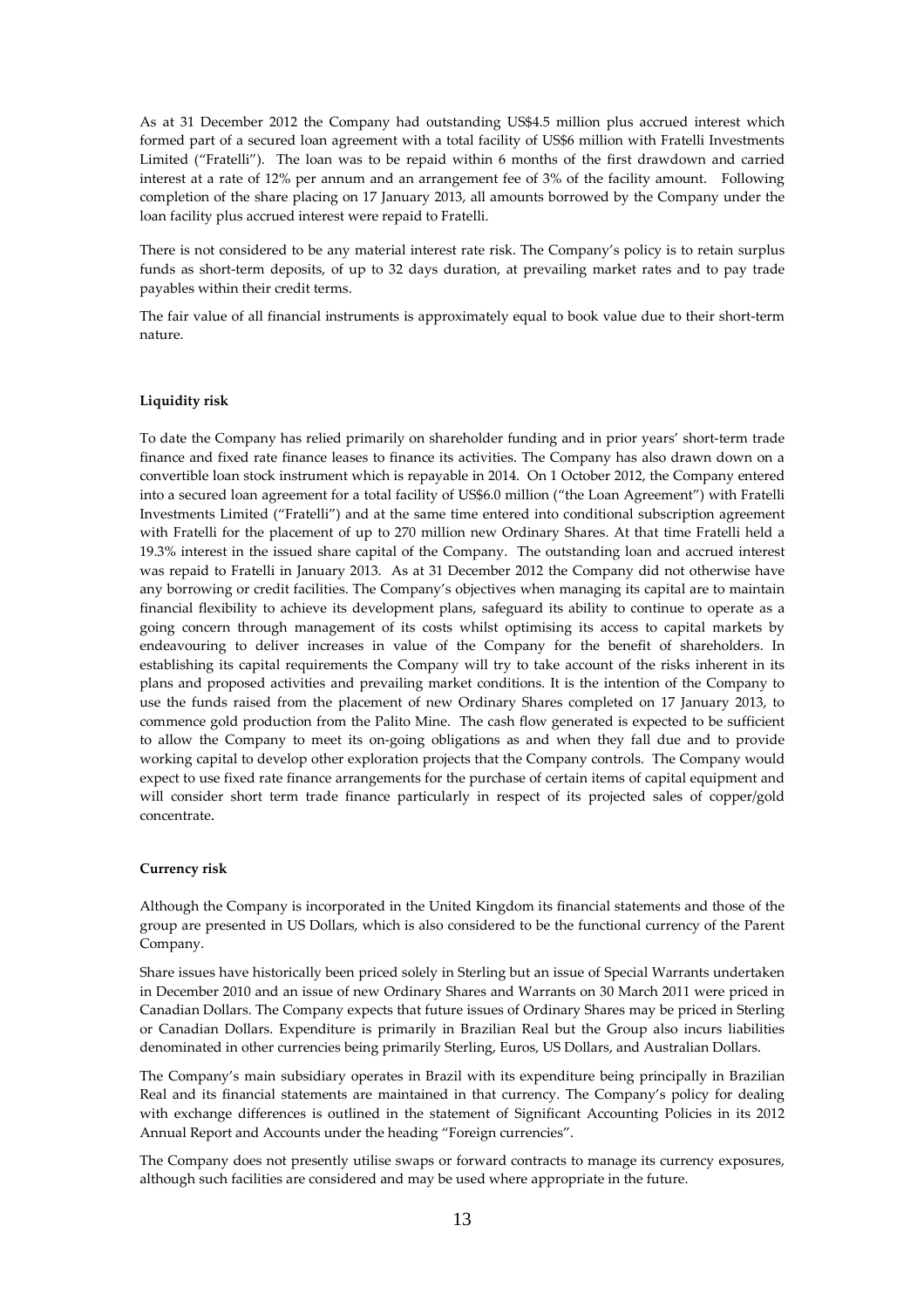As at 31 December 2012 the Company had outstanding US$4.5 million plus accrued interest which formed part of a secured loan agreement with a total facility of US$6 million with Fratelli Investments Limited ("Fratelli"). The loan was to be repaid within 6 months of the first drawdown and carried interest at a rate of 12% per annum and an arrangement fee of 3% of the facility amount. Following completion of the share placing on 17 January 2013, all amounts borrowed by the Company under the loan facility plus accrued interest were repaid to Fratelli.

There is not considered to be any material interest rate risk. The Company's policy is to retain surplus funds as short-term deposits, of up to 32 days duration, at prevailing market rates and to pay trade payables within their credit terms.

The fair value of all financial instruments is approximately equal to book value due to their short-term nature.

**Liquidity risk**

To date the Company has relied primarily on shareholder funding and in prior years' short-term trade finance and fixed rate finance leases to finance its activities. The Company has also drawn down on a convertible loan stock instrument which is repayable in 2014. On 1 October 2012, the Company entered into a secured loan agreement for a total facility of US$6.0 million ("the Loan Agreement") with Fratelli Investments Limited ("Fratelli") and at the same time entered into conditional subscription agreement with Fratelli for the placement of up to 270 million new Ordinary Shares. At that time Fratelli held a 19.3% interest in the issued share capital of the Company. The outstanding loan and accrued interest was repaid to Fratelli in January 2013. As at 31 December 2012 the Company did not otherwise have any borrowing or credit facilities. The Company's objectives when managing its capital are to maintain financial flexibility to achieve its development plans, safeguard its ability to continue to operate as a going concern through management of its costs whilst optimising its access to capital markets by endeavouring to deliver increases in value of the Company for the benefit of shareholders. In establishing its capital requirements the Company will try to take account of the risks inherent in its plans and proposed activities and prevailing market conditions. It is the intention of the Company to use the funds raised from the placement of new Ordinary Shares completed on 17 January 2013, to commence gold production from the Palito Mine. The cash flow generated is expected to be sufficient to allow the Company to meet its on-going obligations as and when they fall due and to provide working capital to develop other exploration projects that the Company controls. The Company would expect to use fixed rate finance arrangements for the purchase of certain items of capital equipment and will consider short term trade finance particularly in respect of its projected sales of copper/gold concentrate.

**Currency risk**

Although the Company is incorporated in the United Kingdom its financial statements and those of the group are presented in US Dollars, which is also considered to be the functional currency of the Parent Company.

Share issues have historically been priced solely in Sterling but an issue of Special Warrants undertaken in December 2010 and an issue of new Ordinary Shares and Warrants on 30 March 2011 were priced in Canadian Dollars. The Company expects that future issues of Ordinary Shares may be priced in Sterling or Canadian Dollars. Expenditure is primarily in Brazilian Real but the Group also incurs liabilities denominated in other currencies being primarily Sterling, Euros, US Dollars, and Australian Dollars.

The Company's main subsidiary operates in Brazil with its expenditure being principally in Brazilian Real and its financial statements are maintained in that currency. The Company's policy for dealing with exchange differences is outlined in the statement of Significant Accounting Policies in its 2012 Annual Report and Accounts under the heading "Foreign currencies".

The Company does not presently utilise swaps or forward contracts to manage its currency exposures, although such facilities are considered and may be used where appropriate in the future.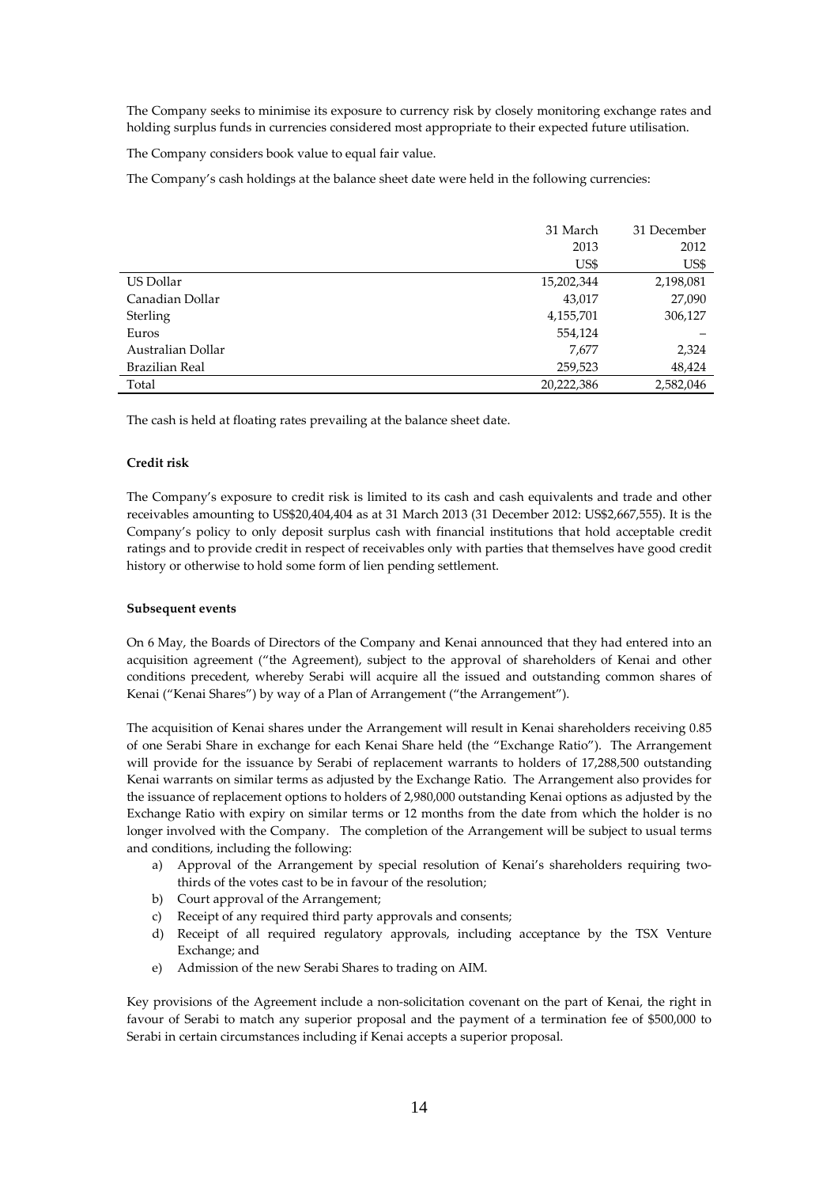The Company seeks to minimise its exposure to currency risk by closely monitoring exchange rates and holding surplus funds in currencies considered most appropriate to their expected future utilisation.

The Company considers book value to equal fair value.

The Company's cash holdings at the balance sheet date were held in the following currencies:

| | 31 March 2013 US$ | 31 December 2012 US$ |
|---|---|---|
| US Dollar | 15,202,344 | 2,198,081 |
| Canadian Dollar | 43,017 | 27,090 |
| Sterling | 4,155,701 | 306,127 |
| Euros | 554,124 | – |
| Australian Dollar | 7,677 | 2,324 |
| Brazilian Real | 259,523 | 48,424 |
| Total | 20,222,386 | 2,582,046 |

The cash is held at floating rates prevailing at the balance sheet date.

**Credit risk**

The Company's exposure to credit risk is limited to its cash and cash equivalents and trade and other receivables amounting to US$20,404,404 as at 31 March 2013 (31 December 2012: US$2,667,555). It is the Company's policy to only deposit surplus cash with financial institutions that hold acceptable credit ratings and to provide credit in respect of receivables only with parties that themselves have good credit history or otherwise to hold some form of lien pending settlement.

**Subsequent events**

On 6 May, the Boards of Directors of the Company and Kenai announced that they had entered into an acquisition agreement ("the Agreement), subject to the approval of shareholders of Kenai and other conditions precedent, whereby Serabi will acquire all the issued and outstanding common shares of Kenai ("Kenai Shares") by way of a Plan of Arrangement ("the Arrangement").

The acquisition of Kenai shares under the Arrangement will result in Kenai shareholders receiving 0.85 of one Serabi Share in exchange for each Kenai Share held (the "Exchange Ratio"). The Arrangement will provide for the issuance by Serabi of replacement warrants to holders of 17,288,500 outstanding Kenai warrants on similar terms as adjusted by the Exchange Ratio. The Arrangement also provides for the issuance of replacement options to holders of 2,980,000 outstanding Kenai options as adjusted by the Exchange Ratio with expiry on similar terms or 12 months from the date from which the holder is no longer involved with the Company. The completion of the Arrangement will be subject to usual terms and conditions, including the following:

a) Approval of the Arrangement by special resolution of Kenai's shareholders requiring two-thirds of the votes cast to be in favour of the resolution;
b) Court approval of the Arrangement;
c) Receipt of any required third party approvals and consents;
d) Receipt of all required regulatory approvals, including acceptance by the TSX Venture Exchange; and
e) Admission of the new Serabi Shares to trading on AIM.

Key provisions of the Agreement include a non-solicitation covenant on the part of Kenai, the right in favour of Serabi to match any superior proposal and the payment of a termination fee of $500,000 to Serabi in certain circumstances including if Kenai accepts a superior proposal.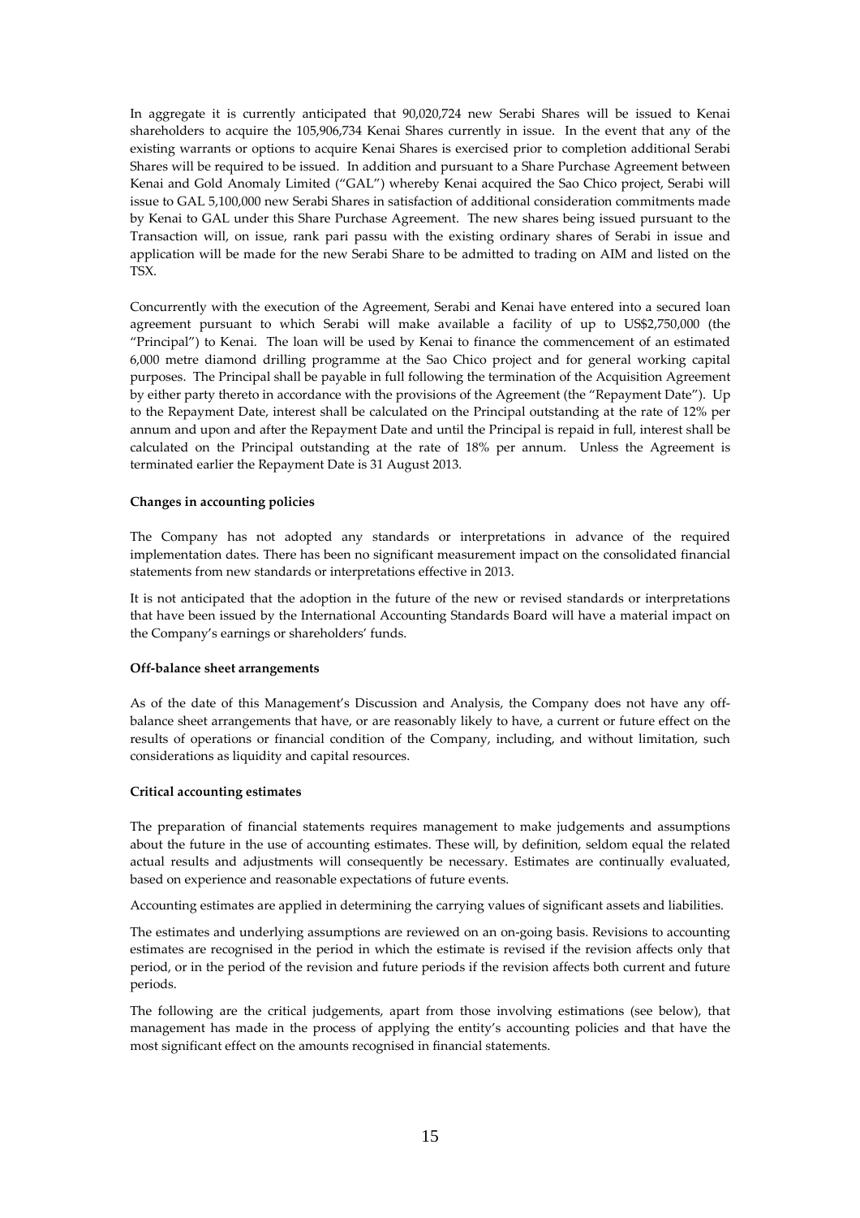In aggregate it is currently anticipated that 90,020,724 new Serabi Shares will be issued to Kenai shareholders to acquire the 105,906,734 Kenai Shares currently in issue. In the event that any of the existing warrants or options to acquire Kenai Shares is exercised prior to completion additional Serabi Shares will be required to be issued. In addition and pursuant to a Share Purchase Agreement between Kenai and Gold Anomaly Limited ("GAL") whereby Kenai acquired the Sao Chico project, Serabi will issue to GAL 5,100,000 new Serabi Shares in satisfaction of additional consideration commitments made by Kenai to GAL under this Share Purchase Agreement. The new shares being issued pursuant to the Transaction will, on issue, rank pari passu with the existing ordinary shares of Serabi in issue and application will be made for the new Serabi Share to be admitted to trading on AIM and listed on the TSX.

Concurrently with the execution of the Agreement, Serabi and Kenai have entered into a secured loan agreement pursuant to which Serabi will make available a facility of up to US$2,750,000 (the "Principal") to Kenai. The loan will be used by Kenai to finance the commencement of an estimated 6,000 metre diamond drilling programme at the Sao Chico project and for general working capital purposes. The Principal shall be payable in full following the termination of the Acquisition Agreement by either party thereto in accordance with the provisions of the Agreement (the "Repayment Date"). Up to the Repayment Date, interest shall be calculated on the Principal outstanding at the rate of 12% per annum and upon and after the Repayment Date and until the Principal is repaid in full, interest shall be calculated on the Principal outstanding at the rate of 18% per annum. Unless the Agreement is terminated earlier the Repayment Date is 31 August 2013.

**Changes in accounting policies**

The Company has not adopted any standards or interpretations in advance of the required implementation dates. There has been no significant measurement impact on the consolidated financial statements from new standards or interpretations effective in 2013.

It is not anticipated that the adoption in the future of the new or revised standards or interpretations that have been issued by the International Accounting Standards Board will have a material impact on the Company's earnings or shareholders' funds.

**Off-balance sheet arrangements**

As of the date of this Management's Discussion and Analysis, the Company does not have any off-balance sheet arrangements that have, or are reasonably likely to have, a current or future effect on the results of operations or financial condition of the Company, including, and without limitation, such considerations as liquidity and capital resources.

**Critical accounting estimates**

The preparation of financial statements requires management to make judgements and assumptions about the future in the use of accounting estimates. These will, by definition, seldom equal the related actual results and adjustments will consequently be necessary. Estimates are continually evaluated, based on experience and reasonable expectations of future events.

Accounting estimates are applied in determining the carrying values of significant assets and liabilities.

The estimates and underlying assumptions are reviewed on an on-going basis. Revisions to accounting estimates are recognised in the period in which the estimate is revised if the revision affects only that period, or in the period of the revision and future periods if the revision affects both current and future periods.

The following are the critical judgements, apart from those involving estimations (see below), that management has made in the process of applying the entity's accounting policies and that have the most significant effect on the amounts recognised in financial statements.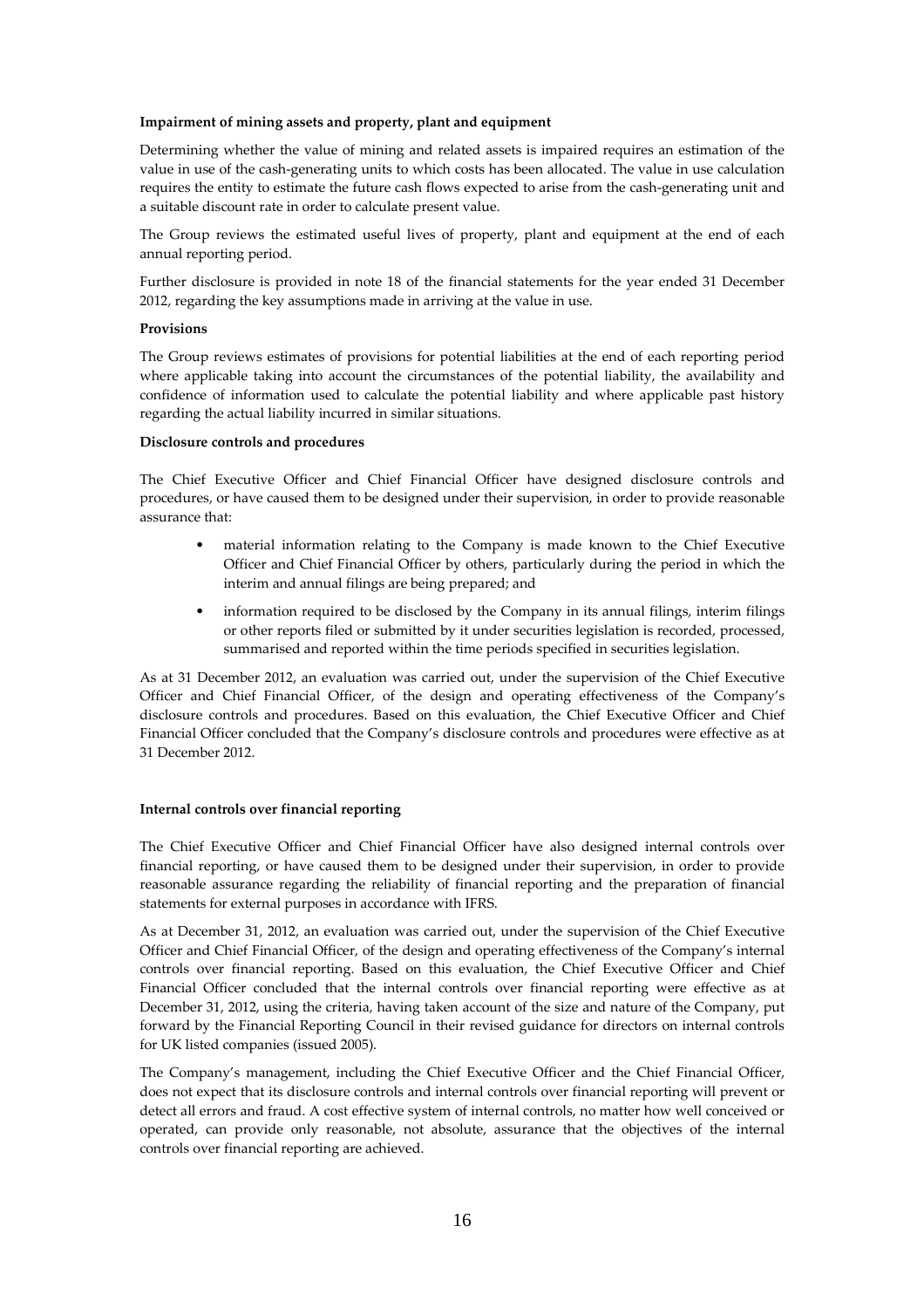**Impairment of mining assets and property, plant and equipment**

Determining whether the value of mining and related assets is impaired requires an estimation of the value in use of the cash-generating units to which costs has been allocated. The value in use calculation requires the entity to estimate the future cash flows expected to arise from the cash-generating unit and a suitable discount rate in order to calculate present value.

The Group reviews the estimated useful lives of property, plant and equipment at the end of each annual reporting period.

Further disclosure is provided in note 18 of the financial statements for the year ended 31 December 2012, regarding the key assumptions made in arriving at the value in use.

**Provisions**

The Group reviews estimates of provisions for potential liabilities at the end of each reporting period where applicable taking into account the circumstances of the potential liability, the availability and confidence of information used to calculate the potential liability and where applicable past history regarding the actual liability incurred in similar situations.

**Disclosure controls and procedures**

The Chief Executive Officer and Chief Financial Officer have designed disclosure controls and procedures, or have caused them to be designed under their supervision, in order to provide reasonable assurance that:

- material information relating to the Company is made known to the Chief Executive Officer and Chief Financial Officer by others, particularly during the period in which the interim and annual filings are being prepared; and
- information required to be disclosed by the Company in its annual filings, interim filings or other reports filed or submitted by it under securities legislation is recorded, processed, summarised and reported within the time periods specified in securities legislation.

As at 31 December 2012, an evaluation was carried out, under the supervision of the Chief Executive Officer and Chief Financial Officer, of the design and operating effectiveness of the Company's disclosure controls and procedures. Based on this evaluation, the Chief Executive Officer and Chief Financial Officer concluded that the Company's disclosure controls and procedures were effective as at 31 December 2012.

**Internal controls over financial reporting**

The Chief Executive Officer and Chief Financial Officer have also designed internal controls over financial reporting, or have caused them to be designed under their supervision, in order to provide reasonable assurance regarding the reliability of financial reporting and the preparation of financial statements for external purposes in accordance with IFRS.

As at December 31, 2012, an evaluation was carried out, under the supervision of the Chief Executive Officer and Chief Financial Officer, of the design and operating effectiveness of the Company's internal controls over financial reporting. Based on this evaluation, the Chief Executive Officer and Chief Financial Officer concluded that the internal controls over financial reporting were effective as at December 31, 2012, using the criteria, having taken account of the size and nature of the Company, put forward by the Financial Reporting Council in their revised guidance for directors on internal controls for UK listed companies (issued 2005).

The Company's management, including the Chief Executive Officer and the Chief Financial Officer, does not expect that its disclosure controls and internal controls over financial reporting will prevent or detect all errors and fraud. A cost effective system of internal controls, no matter how well conceived or operated, can provide only reasonable, not absolute, assurance that the objectives of the internal controls over financial reporting are achieved.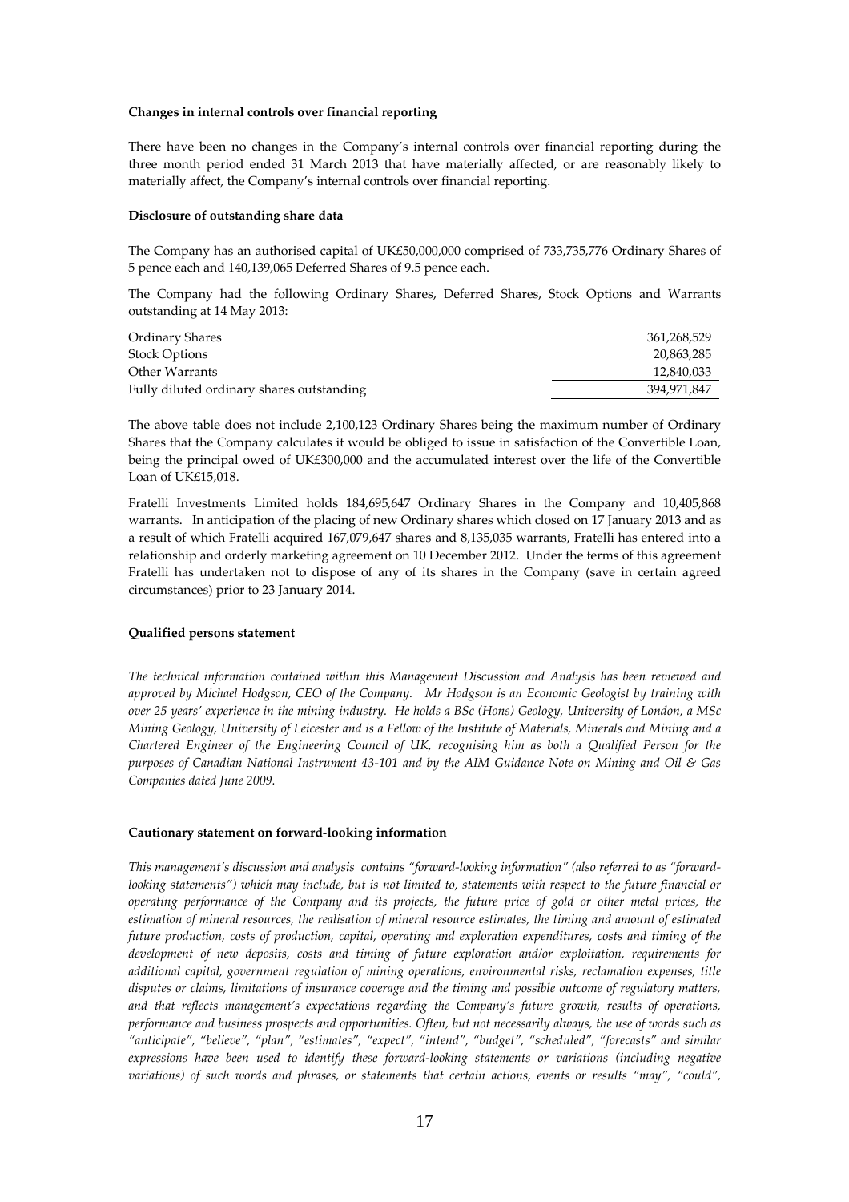**Changes in internal controls over financial reporting**

There have been no changes in the Company's internal controls over financial reporting during the three month period ended 31 March 2013 that have materially affected, or are reasonably likely to materially affect, the Company's internal controls over financial reporting.

**Disclosure of outstanding share data**

The Company has an authorised capital of UK£50,000,000 comprised of 733,735,776 Ordinary Shares of 5 pence each and 140,139,065 Deferred Shares of 9.5 pence each.

The Company had the following Ordinary Shares, Deferred Shares, Stock Options and Warrants outstanding at 14 May 2013:

| | |
|---|---:|
| Ordinary Shares | 361,268,529 |
| Stock Options | 20,863,285 |
| Other Warrants | 12,840,033 |
| Fully diluted ordinary shares outstanding | 394,971,847 |

The above table does not include 2,100,123 Ordinary Shares being the maximum number of Ordinary Shares that the Company calculates it would be obliged to issue in satisfaction of the Convertible Loan, being the principal owed of UK£300,000 and the accumulated interest over the life of the Convertible Loan of UK£15,018.

Fratelli Investments Limited holds 184,695,647 Ordinary Shares in the Company and 10,405,868 warrants. In anticipation of the placing of new Ordinary shares which closed on 17 January 2013 and as a result of which Fratelli acquired 167,079,647 shares and 8,135,035 warrants, Fratelli has entered into a relationship and orderly marketing agreement on 10 December 2012. Under the terms of this agreement Fratelli has undertaken not to dispose of any of its shares in the Company (save in certain agreed circumstances) prior to 23 January 2014.

**Qualified persons statement**

*The technical information contained within this Management Discussion and Analysis has been reviewed and approved by Michael Hodgson, CEO of the Company. Mr Hodgson is an Economic Geologist by training with over 25 years' experience in the mining industry. He holds a BSc (Hons) Geology, University of London, a MSc Mining Geology, University of Leicester and is a Fellow of the Institute of Materials, Minerals and Mining and a Chartered Engineer of the Engineering Council of UK, recognising him as both a Qualified Person for the purposes of Canadian National Instrument 43-101 and by the AIM Guidance Note on Mining and Oil & Gas Companies dated June 2009.*

**Cautionary statement on forward-looking information**

*This management's discussion and analysis contains "forward-looking information" (also referred to as "forward-looking statements") which may include, but is not limited to, statements with respect to the future financial or operating performance of the Company and its projects, the future price of gold or other metal prices, the estimation of mineral resources, the realisation of mineral resource estimates, the timing and amount of estimated future production, costs of production, capital, operating and exploration expenditures, costs and timing of the development of new deposits, costs and timing of future exploration and/or exploitation, requirements for additional capital, government regulation of mining operations, environmental risks, reclamation expenses, title disputes or claims, limitations of insurance coverage and the timing and possible outcome of regulatory matters, and that reflects management's expectations regarding the Company's future growth, results of operations, performance and business prospects and opportunities. Often, but not necessarily always, the use of words such as "anticipate", "believe", "plan", "estimates", "expect", "intend", "budget", "scheduled", "forecasts" and similar expressions have been used to identify these forward-looking statements or variations (including negative variations) of such words and phrases, or statements that certain actions, events or results "may", "could",*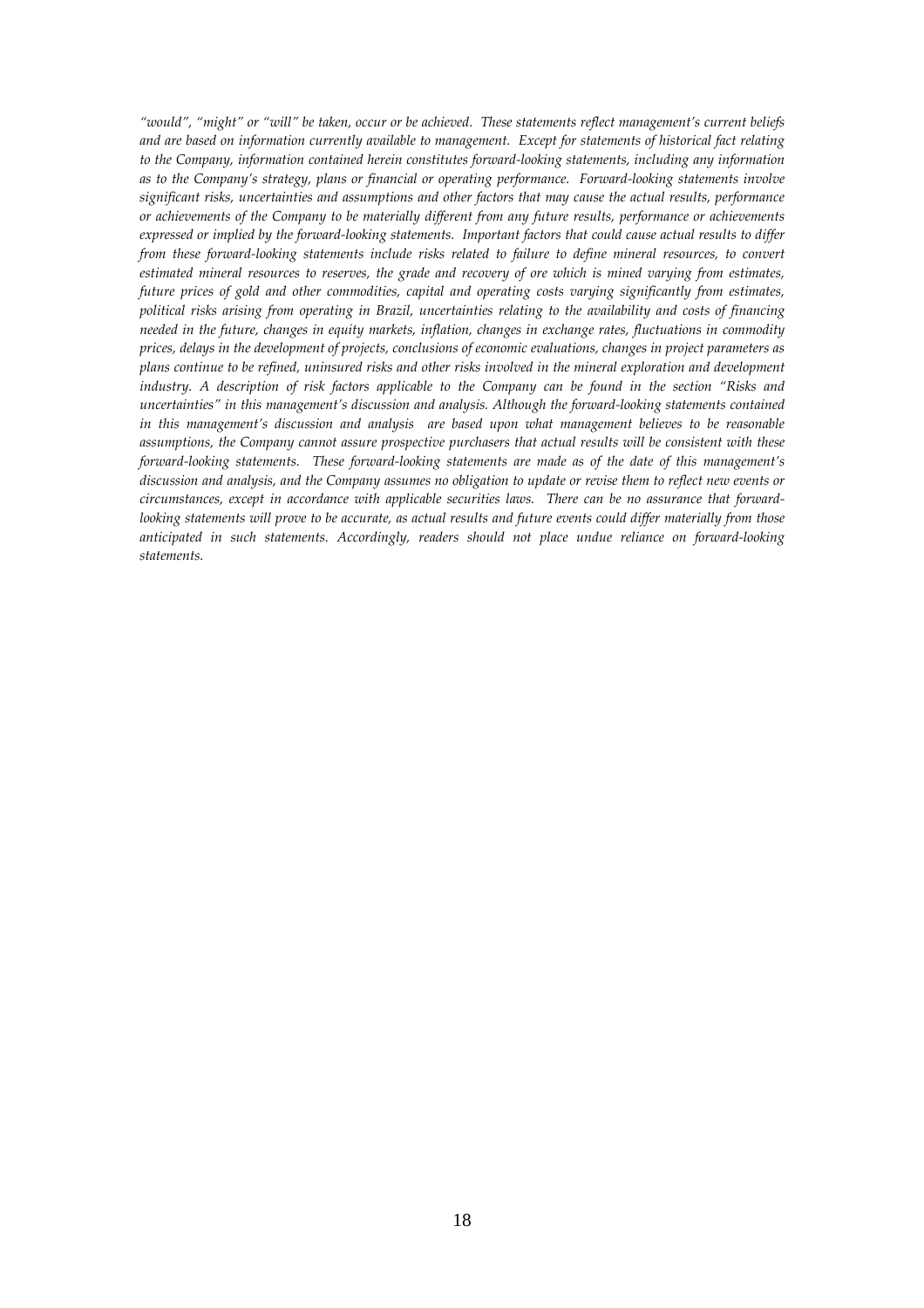*"would", "might" or "will" be taken, occur or be achieved. These statements reflect management's current beliefs and are based on information currently available to management. Except for statements of historical fact relating to the Company, information contained herein constitutes forward-looking statements, including any information as to the Company's strategy, plans or financial or operating performance. Forward-looking statements involve significant risks, uncertainties and assumptions and other factors that may cause the actual results, performance or achievements of the Company to be materially different from any future results, performance or achievements expressed or implied by the forward-looking statements. Important factors that could cause actual results to differ from these forward-looking statements include risks related to failure to define mineral resources, to convert estimated mineral resources to reserves, the grade and recovery of ore which is mined varying from estimates, future prices of gold and other commodities, capital and operating costs varying significantly from estimates, political risks arising from operating in Brazil, uncertainties relating to the availability and costs of financing needed in the future, changes in equity markets, inflation, changes in exchange rates, fluctuations in commodity prices, delays in the development of projects, conclusions of economic evaluations, changes in project parameters as plans continue to be refined, uninsured risks and other risks involved in the mineral exploration and development industry. A description of risk factors applicable to the Company can be found in the section "Risks and uncertainties" in this management's discussion and analysis. Although the forward-looking statements contained in this management's discussion and analysis are based upon what management believes to be reasonable assumptions, the Company cannot assure prospective purchasers that actual results will be consistent with these forward-looking statements. These forward-looking statements are made as of the date of this management's discussion and analysis, and the Company assumes no obligation to update or revise them to reflect new events or circumstances, except in accordance with applicable securities laws. There can be no assurance that forward-looking statements will prove to be accurate, as actual results and future events could differ materially from those anticipated in such statements. Accordingly, readers should not place undue reliance on forward-looking statements.*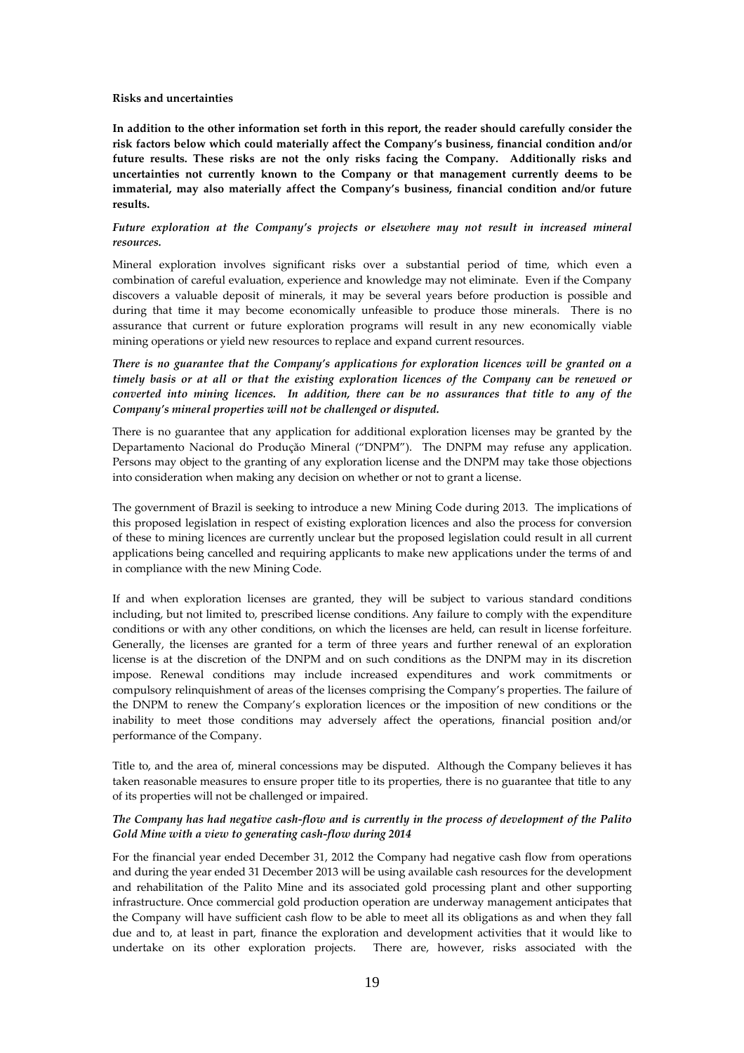**Risks and uncertainties**

**In addition to the other information set forth in this report, the reader should carefully consider the risk factors below which could materially affect the Company's business, financial condition and/or future results. These risks are not the only risks facing the Company. Additionally risks and uncertainties not currently known to the Company or that management currently deems to be immaterial, may also materially affect the Company's business, financial condition and/or future results.**

***Future exploration at the Company's projects or elsewhere may not result in increased mineral resources.***

Mineral exploration involves significant risks over a substantial period of time, which even a combination of careful evaluation, experience and knowledge may not eliminate. Even if the Company discovers a valuable deposit of minerals, it may be several years before production is possible and during that time it may become economically unfeasible to produce those minerals. There is no assurance that current or future exploration programs will result in any new economically viable mining operations or yield new resources to replace and expand current resources.

***There is no guarantee that the Company's applications for exploration licences will be granted on a timely basis or at all or that the existing exploration licences of the Company can be renewed or converted into mining licences. In addition, there can be no assurances that title to any of the Company's mineral properties will not be challenged or disputed.***

There is no guarantee that any application for additional exploration licenses may be granted by the Departamento Nacional do Produção Mineral ("DNPM"). The DNPM may refuse any application. Persons may object to the granting of any exploration license and the DNPM may take those objections into consideration when making any decision on whether or not to grant a license.

The government of Brazil is seeking to introduce a new Mining Code during 2013. The implications of this proposed legislation in respect of existing exploration licences and also the process for conversion of these to mining licences are currently unclear but the proposed legislation could result in all current applications being cancelled and requiring applicants to make new applications under the terms of and in compliance with the new Mining Code.

If and when exploration licenses are granted, they will be subject to various standard conditions including, but not limited to, prescribed license conditions. Any failure to comply with the expenditure conditions or with any other conditions, on which the licenses are held, can result in license forfeiture. Generally, the licenses are granted for a term of three years and further renewal of an exploration license is at the discretion of the DNPM and on such conditions as the DNPM may in its discretion impose. Renewal conditions may include increased expenditures and work commitments or compulsory relinquishment of areas of the licenses comprising the Company's properties. The failure of the DNPM to renew the Company's exploration licences or the imposition of new conditions or the inability to meet those conditions may adversely affect the operations, financial position and/or performance of the Company.

Title to, and the area of, mineral concessions may be disputed. Although the Company believes it has taken reasonable measures to ensure proper title to its properties, there is no guarantee that title to any of its properties will not be challenged or impaired.

***The Company has had negative cash-flow and is currently in the process of development of the Palito Gold Mine with a view to generating cash-flow during 2014***

For the financial year ended December 31, 2012 the Company had negative cash flow from operations and during the year ended 31 December 2013 will be using available cash resources for the development and rehabilitation of the Palito Mine and its associated gold processing plant and other supporting infrastructure. Once commercial gold production operation are underway management anticipates that the Company will have sufficient cash flow to be able to meet all its obligations as and when they fall due and to, at least in part, finance the exploration and development activities that it would like to undertake on its other exploration projects. There are, however, risks associated with the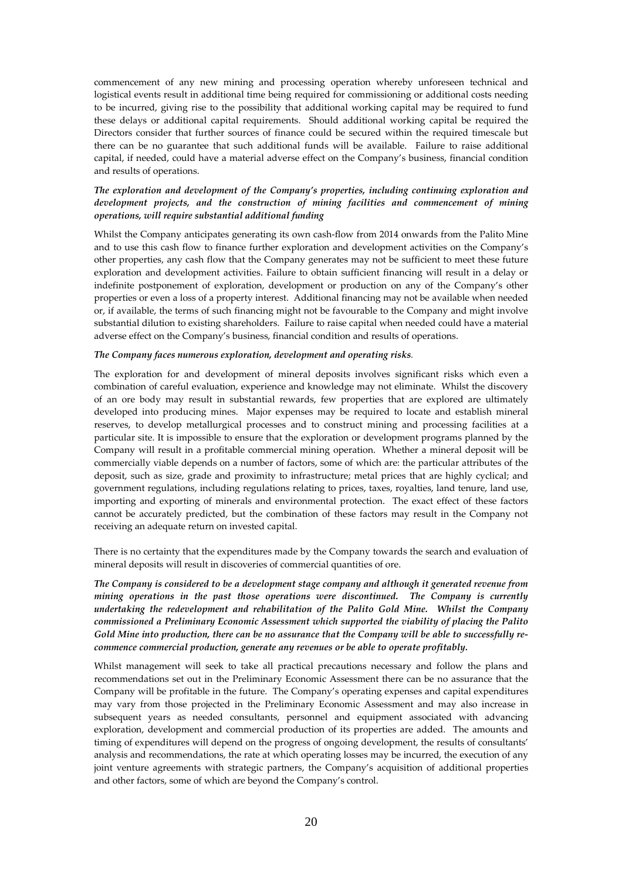commencement of any new mining and processing operation whereby unforeseen technical and logistical events result in additional time being required for commissioning or additional costs needing to be incurred, giving rise to the possibility that additional working capital may be required to fund these delays or additional capital requirements. Should additional working capital be required the Directors consider that further sources of finance could be secured within the required timescale but there can be no guarantee that such additional funds will be available. Failure to raise additional capital, if needed, could have a material adverse effect on the Company's business, financial condition and results of operations.

***The exploration and development of the Company's properties, including continuing exploration and development projects, and the construction of mining facilities and commencement of mining operations, will require substantial additional funding***

Whilst the Company anticipates generating its own cash-flow from 2014 onwards from the Palito Mine and to use this cash flow to finance further exploration and development activities on the Company's other properties, any cash flow that the Company generates may not be sufficient to meet these future exploration and development activities. Failure to obtain sufficient financing will result in a delay or indefinite postponement of exploration, development or production on any of the Company's other properties or even a loss of a property interest. Additional financing may not be available when needed or, if available, the terms of such financing might not be favourable to the Company and might involve substantial dilution to existing shareholders. Failure to raise capital when needed could have a material adverse effect on the Company's business, financial condition and results of operations.

***The Company faces numerous exploration, development and operating risks.***

The exploration for and development of mineral deposits involves significant risks which even a combination of careful evaluation, experience and knowledge may not eliminate. Whilst the discovery of an ore body may result in substantial rewards, few properties that are explored are ultimately developed into producing mines. Major expenses may be required to locate and establish mineral reserves, to develop metallurgical processes and to construct mining and processing facilities at a particular site. It is impossible to ensure that the exploration or development programs planned by the Company will result in a profitable commercial mining operation. Whether a mineral deposit will be commercially viable depends on a number of factors, some of which are: the particular attributes of the deposit, such as size, grade and proximity to infrastructure; metal prices that are highly cyclical; and government regulations, including regulations relating to prices, taxes, royalties, land tenure, land use, importing and exporting of minerals and environmental protection. The exact effect of these factors cannot be accurately predicted, but the combination of these factors may result in the Company not receiving an adequate return on invested capital.

There is no certainty that the expenditures made by the Company towards the search and evaluation of mineral deposits will result in discoveries of commercial quantities of ore.

***The Company is considered to be a development stage company and although it generated revenue from mining operations in the past those operations were discontinued. The Company is currently undertaking the redevelopment and rehabilitation of the Palito Gold Mine. Whilst the Company commissioned a Preliminary Economic Assessment which supported the viability of placing the Palito Gold Mine into production, there can be no assurance that the Company will be able to successfully re-commence commercial production, generate any revenues or be able to operate profitably.***

Whilst management will seek to take all practical precautions necessary and follow the plans and recommendations set out in the Preliminary Economic Assessment there can be no assurance that the Company will be profitable in the future. The Company's operating expenses and capital expenditures may vary from those projected in the Preliminary Economic Assessment and may also increase in subsequent years as needed consultants, personnel and equipment associated with advancing exploration, development and commercial production of its properties are added. The amounts and timing of expenditures will depend on the progress of ongoing development, the results of consultants' analysis and recommendations, the rate at which operating losses may be incurred, the execution of any joint venture agreements with strategic partners, the Company's acquisition of additional properties and other factors, some of which are beyond the Company's control.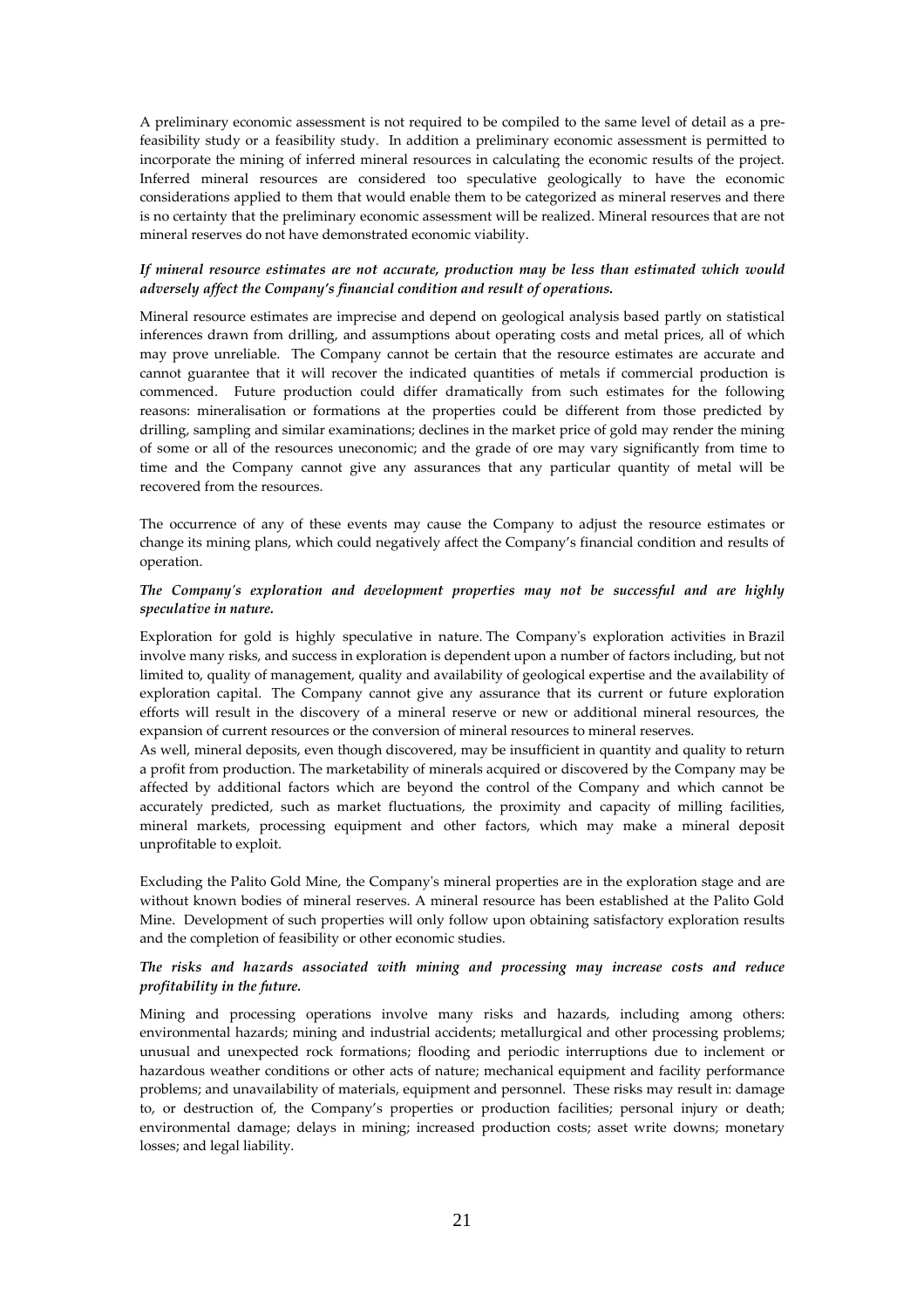A preliminary economic assessment is not required to be compiled to the same level of detail as a pre-feasibility study or a feasibility study. In addition a preliminary economic assessment is permitted to incorporate the mining of inferred mineral resources in calculating the economic results of the project. Inferred mineral resources are considered too speculative geologically to have the economic considerations applied to them that would enable them to be categorized as mineral reserves and there is no certainty that the preliminary economic assessment will be realized. Mineral resources that are not mineral reserves do not have demonstrated economic viability.

***If mineral resource estimates are not accurate, production may be less than estimated which would adversely affect the Company's financial condition and result of operations.***

Mineral resource estimates are imprecise and depend on geological analysis based partly on statistical inferences drawn from drilling, and assumptions about operating costs and metal prices, all of which may prove unreliable. The Company cannot be certain that the resource estimates are accurate and cannot guarantee that it will recover the indicated quantities of metals if commercial production is commenced. Future production could differ dramatically from such estimates for the following reasons: mineralisation or formations at the properties could be different from those predicted by drilling, sampling and similar examinations; declines in the market price of gold may render the mining of some or all of the resources uneconomic; and the grade of ore may vary significantly from time to time and the Company cannot give any assurances that any particular quantity of metal will be recovered from the resources.

The occurrence of any of these events may cause the Company to adjust the resource estimates or change its mining plans, which could negatively affect the Company's financial condition and results of operation.

***The Company's exploration and development properties may not be successful and are highly speculative in nature.***

Exploration for gold is highly speculative in nature. The Company's exploration activities in Brazil involve many risks, and success in exploration is dependent upon a number of factors including, but not limited to, quality of management, quality and availability of geological expertise and the availability of exploration capital. The Company cannot give any assurance that its current or future exploration efforts will result in the discovery of a mineral reserve or new or additional mineral resources, the expansion of current resources or the conversion of mineral resources to mineral reserves.

As well, mineral deposits, even though discovered, may be insufficient in quantity and quality to return a profit from production. The marketability of minerals acquired or discovered by the Company may be affected by additional factors which are beyond the control of the Company and which cannot be accurately predicted, such as market fluctuations, the proximity and capacity of milling facilities, mineral markets, processing equipment and other factors, which may make a mineral deposit unprofitable to exploit.

Excluding the Palito Gold Mine, the Company's mineral properties are in the exploration stage and are without known bodies of mineral reserves. A mineral resource has been established at the Palito Gold Mine. Development of such properties will only follow upon obtaining satisfactory exploration results and the completion of feasibility or other economic studies.

***The risks and hazards associated with mining and processing may increase costs and reduce profitability in the future.***

Mining and processing operations involve many risks and hazards, including among others: environmental hazards; mining and industrial accidents; metallurgical and other processing problems; unusual and unexpected rock formations; flooding and periodic interruptions due to inclement or hazardous weather conditions or other acts of nature; mechanical equipment and facility performance problems; and unavailability of materials, equipment and personnel. These risks may result in: damage to, or destruction of, the Company's properties or production facilities; personal injury or death; environmental damage; delays in mining; increased production costs; asset write downs; monetary losses; and legal liability.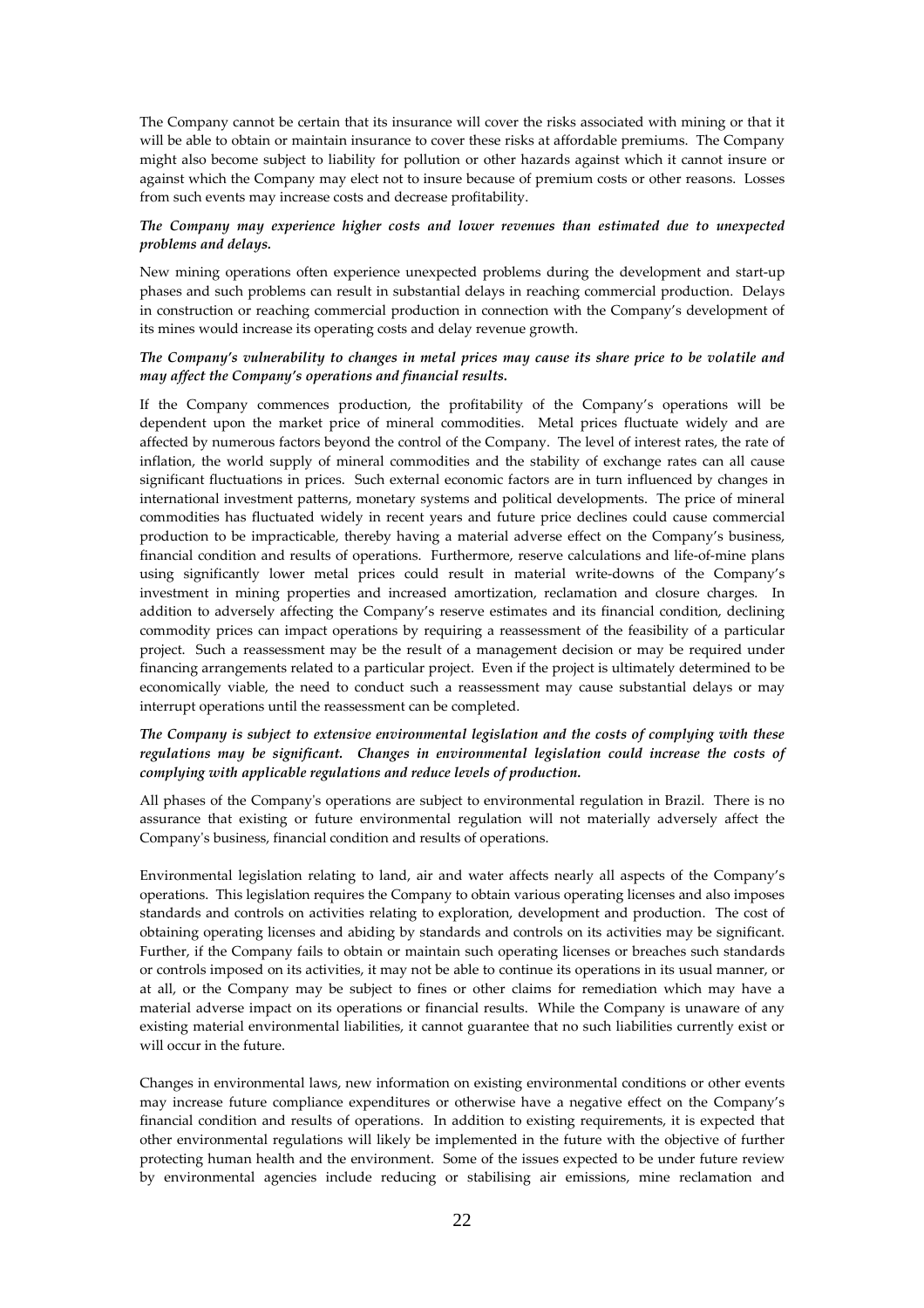The Company cannot be certain that its insurance will cover the risks associated with mining or that it will be able to obtain or maintain insurance to cover these risks at affordable premiums. The Company might also become subject to liability for pollution or other hazards against which it cannot insure or against which the Company may elect not to insure because of premium costs or other reasons. Losses from such events may increase costs and decrease profitability.

***The Company may experience higher costs and lower revenues than estimated due to unexpected problems and delays.***

New mining operations often experience unexpected problems during the development and start-up phases and such problems can result in substantial delays in reaching commercial production. Delays in construction or reaching commercial production in connection with the Company's development of its mines would increase its operating costs and delay revenue growth.

***The Company's vulnerability to changes in metal prices may cause its share price to be volatile and may affect the Company's operations and financial results.***

If the Company commences production, the profitability of the Company's operations will be dependent upon the market price of mineral commodities. Metal prices fluctuate widely and are affected by numerous factors beyond the control of the Company. The level of interest rates, the rate of inflation, the world supply of mineral commodities and the stability of exchange rates can all cause significant fluctuations in prices. Such external economic factors are in turn influenced by changes in international investment patterns, monetary systems and political developments. The price of mineral commodities has fluctuated widely in recent years and future price declines could cause commercial production to be impracticable, thereby having a material adverse effect on the Company's business, financial condition and results of operations. Furthermore, reserve calculations and life-of-mine plans using significantly lower metal prices could result in material write-downs of the Company's investment in mining properties and increased amortization, reclamation and closure charges. In addition to adversely affecting the Company's reserve estimates and its financial condition, declining commodity prices can impact operations by requiring a reassessment of the feasibility of a particular project. Such a reassessment may be the result of a management decision or may be required under financing arrangements related to a particular project. Even if the project is ultimately determined to be economically viable, the need to conduct such a reassessment may cause substantial delays or may interrupt operations until the reassessment can be completed.

***The Company is subject to extensive environmental legislation and the costs of complying with these regulations may be significant. Changes in environmental legislation could increase the costs of complying with applicable regulations and reduce levels of production.***

All phases of the Company's operations are subject to environmental regulation in Brazil. There is no assurance that existing or future environmental regulation will not materially adversely affect the Company's business, financial condition and results of operations.

Environmental legislation relating to land, air and water affects nearly all aspects of the Company's operations. This legislation requires the Company to obtain various operating licenses and also imposes standards and controls on activities relating to exploration, development and production. The cost of obtaining operating licenses and abiding by standards and controls on its activities may be significant. Further, if the Company fails to obtain or maintain such operating licenses or breaches such standards or controls imposed on its activities, it may not be able to continue its operations in its usual manner, or at all, or the Company may be subject to fines or other claims for remediation which may have a material adverse impact on its operations or financial results. While the Company is unaware of any existing material environmental liabilities, it cannot guarantee that no such liabilities currently exist or will occur in the future.

Changes in environmental laws, new information on existing environmental conditions or other events may increase future compliance expenditures or otherwise have a negative effect on the Company's financial condition and results of operations. In addition to existing requirements, it is expected that other environmental regulations will likely be implemented in the future with the objective of further protecting human health and the environment. Some of the issues expected to be under future review by environmental agencies include reducing or stabilising air emissions, mine reclamation and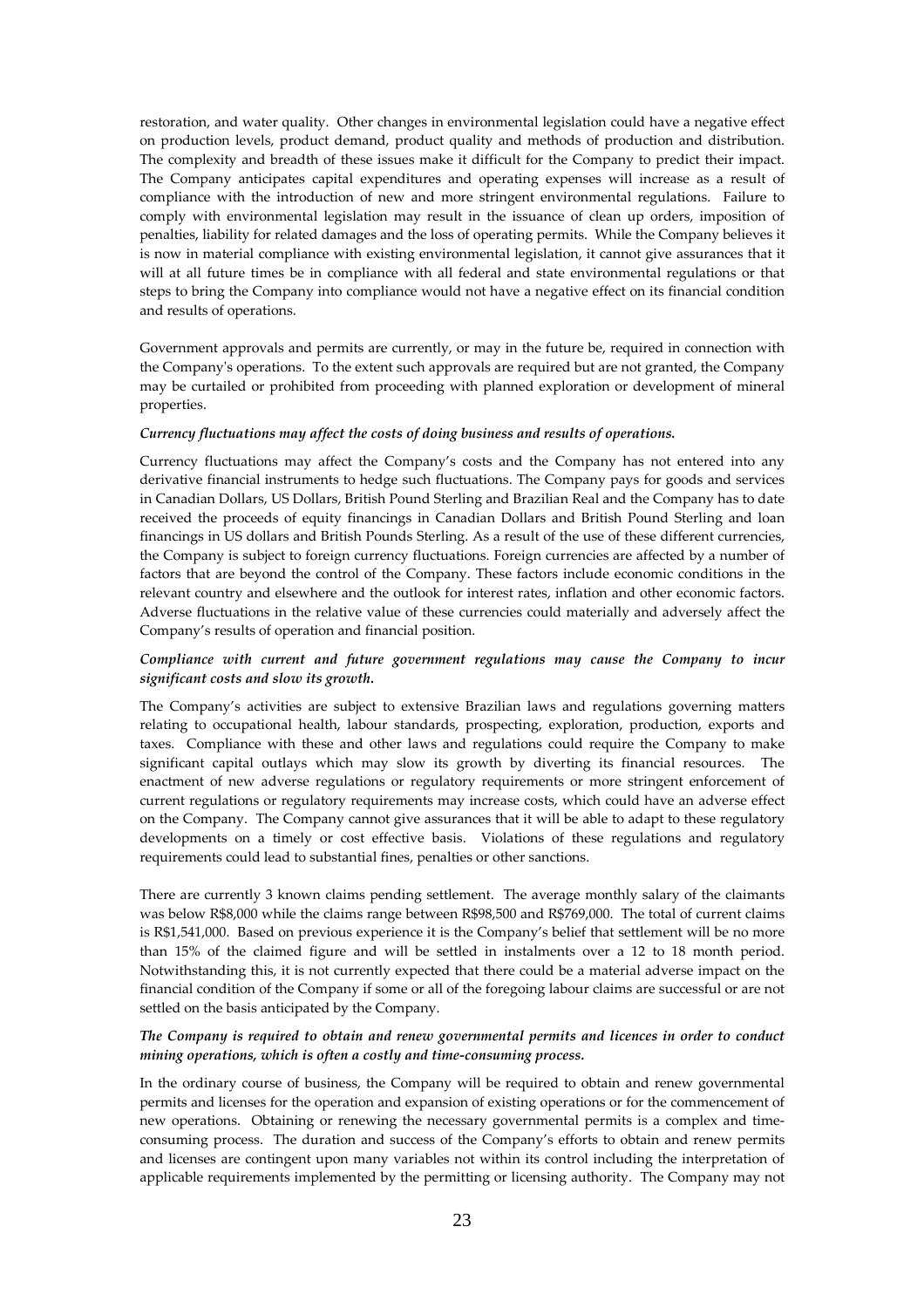restoration, and water quality. Other changes in environmental legislation could have a negative effect on production levels, product demand, product quality and methods of production and distribution. The complexity and breadth of these issues make it difficult for the Company to predict their impact. The Company anticipates capital expenditures and operating expenses will increase as a result of compliance with the introduction of new and more stringent environmental regulations. Failure to comply with environmental legislation may result in the issuance of clean up orders, imposition of penalties, liability for related damages and the loss of operating permits. While the Company believes it is now in material compliance with existing environmental legislation, it cannot give assurances that it will at all future times be in compliance with all federal and state environmental regulations or that steps to bring the Company into compliance would not have a negative effect on its financial condition and results of operations.

Government approvals and permits are currently, or may in the future be, required in connection with the Company's operations. To the extent such approvals are required but are not granted, the Company may be curtailed or prohibited from proceeding with planned exploration or development of mineral properties.

***Currency fluctuations may affect the costs of doing business and results of operations.***

Currency fluctuations may affect the Company's costs and the Company has not entered into any derivative financial instruments to hedge such fluctuations. The Company pays for goods and services in Canadian Dollars, US Dollars, British Pound Sterling and Brazilian Real and the Company has to date received the proceeds of equity financings in Canadian Dollars and British Pound Sterling and loan financings in US dollars and British Pounds Sterling. As a result of the use of these different currencies, the Company is subject to foreign currency fluctuations. Foreign currencies are affected by a number of factors that are beyond the control of the Company. These factors include economic conditions in the relevant country and elsewhere and the outlook for interest rates, inflation and other economic factors. Adverse fluctuations in the relative value of these currencies could materially and adversely affect the Company's results of operation and financial position.

***Compliance with current and future government regulations may cause the Company to incur significant costs and slow its growth.***

The Company's activities are subject to extensive Brazilian laws and regulations governing matters relating to occupational health, labour standards, prospecting, exploration, production, exports and taxes. Compliance with these and other laws and regulations could require the Company to make significant capital outlays which may slow its growth by diverting its financial resources. The enactment of new adverse regulations or regulatory requirements or more stringent enforcement of current regulations or regulatory requirements may increase costs, which could have an adverse effect on the Company. The Company cannot give assurances that it will be able to adapt to these regulatory developments on a timely or cost effective basis. Violations of these regulations and regulatory requirements could lead to substantial fines, penalties or other sanctions.

There are currently 3 known claims pending settlement. The average monthly salary of the claimants was below R$8,000 while the claims range between R$98,500 and R$769,000. The total of current claims is R$1,541,000. Based on previous experience it is the Company's belief that settlement will be no more than 15% of the claimed figure and will be settled in instalments over a 12 to 18 month period. Notwithstanding this, it is not currently expected that there could be a material adverse impact on the financial condition of the Company if some or all of the foregoing labour claims are successful or are not settled on the basis anticipated by the Company.

***The Company is required to obtain and renew governmental permits and licences in order to conduct mining operations, which is often a costly and time-consuming process.***

In the ordinary course of business, the Company will be required to obtain and renew governmental permits and licenses for the operation and expansion of existing operations or for the commencement of new operations. Obtaining or renewing the necessary governmental permits is a complex and time-consuming process. The duration and success of the Company's efforts to obtain and renew permits and licenses are contingent upon many variables not within its control including the interpretation of applicable requirements implemented by the permitting or licensing authority. The Company may not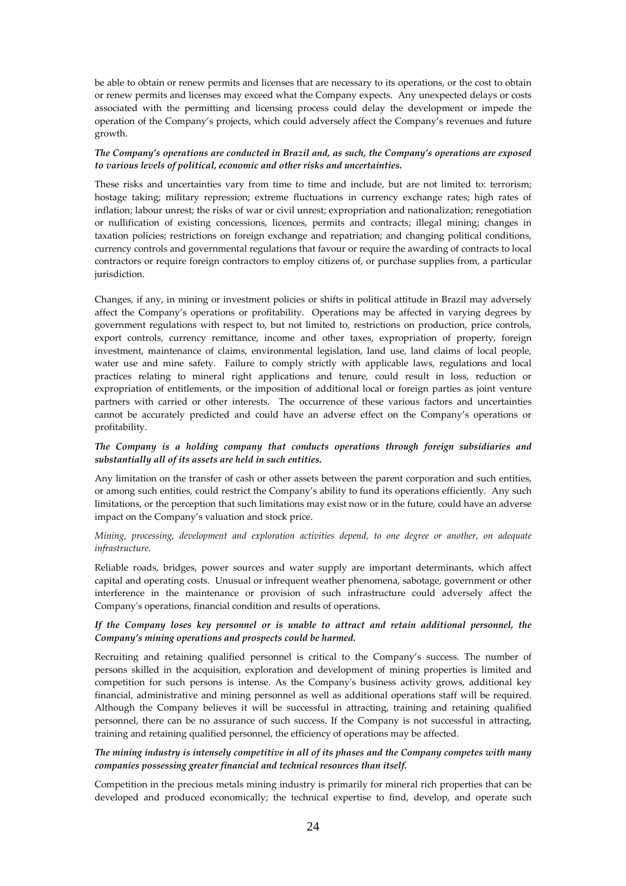be able to obtain or renew permits and licenses that are necessary to its operations, or the cost to obtain or renew permits and licenses may exceed what the Company expects. Any unexpected delays or costs associated with the permitting and licensing process could delay the development or impede the operation of the Company's projects, which could adversely affect the Company's revenues and future growth.

***The Company's operations are conducted in Brazil and, as such, the Company's operations are exposed to various levels of political, economic and other risks and uncertainties.***

These risks and uncertainties vary from time to time and include, but are not limited to: terrorism; hostage taking; military repression; extreme fluctuations in currency exchange rates; high rates of inflation; labour unrest; the risks of war or civil unrest; expropriation and nationalization; renegotiation or nullification of existing concessions, licences, permits and contracts; illegal mining; changes in taxation policies; restrictions on foreign exchange and repatriation; and changing political conditions, currency controls and governmental regulations that favour or require the awarding of contracts to local contractors or require foreign contractors to employ citizens of, or purchase supplies from, a particular jurisdiction.

Changes, if any, in mining or investment policies or shifts in political attitude in Brazil may adversely affect the Company's operations or profitability. Operations may be affected in varying degrees by government regulations with respect to, but not limited to, restrictions on production, price controls, export controls, currency remittance, income and other taxes, expropriation of property, foreign investment, maintenance of claims, environmental legislation, land use, land claims of local people, water use and mine safety. Failure to comply strictly with applicable laws, regulations and local practices relating to mineral right applications and tenure, could result in loss, reduction or expropriation of entitlements, or the imposition of additional local or foreign parties as joint venture partners with carried or other interests. The occurrence of these various factors and uncertainties cannot be accurately predicted and could have an adverse effect on the Company's operations or profitability.

***The Company is a holding company that conducts operations through foreign subsidiaries and substantially all of its assets are held in such entities.***

Any limitation on the transfer of cash or other assets between the parent corporation and such entities, or among such entities, could restrict the Company's ability to fund its operations efficiently. Any such limitations, or the perception that such limitations may exist now or in the future, could have an adverse impact on the Company's valuation and stock price.

*Mining, processing, development and exploration activities depend, to one degree or another, on adequate infrastructure.*

Reliable roads, bridges, power sources and water supply are important determinants, which affect capital and operating costs. Unusual or infrequent weather phenomena, sabotage, government or other interference in the maintenance or provision of such infrastructure could adversely affect the Company's operations, financial condition and results of operations.

***If the Company loses key personnel or is unable to attract and retain additional personnel, the Company's mining operations and prospects could be harmed.***

Recruiting and retaining qualified personnel is critical to the Company's success. The number of persons skilled in the acquisition, exploration and development of mining properties is limited and competition for such persons is intense. As the Company's business activity grows, additional key financial, administrative and mining personnel as well as additional operations staff will be required. Although the Company believes it will be successful in attracting, training and retaining qualified personnel, there can be no assurance of such success. If the Company is not successful in attracting, training and retaining qualified personnel, the efficiency of operations may be affected.

***The mining industry is intensely competitive in all of its phases and the Company competes with many companies possessing greater financial and technical resources than itself.***

Competition in the precious metals mining industry is primarily for mineral rich properties that can be developed and produced economically; the technical expertise to find, develop, and operate such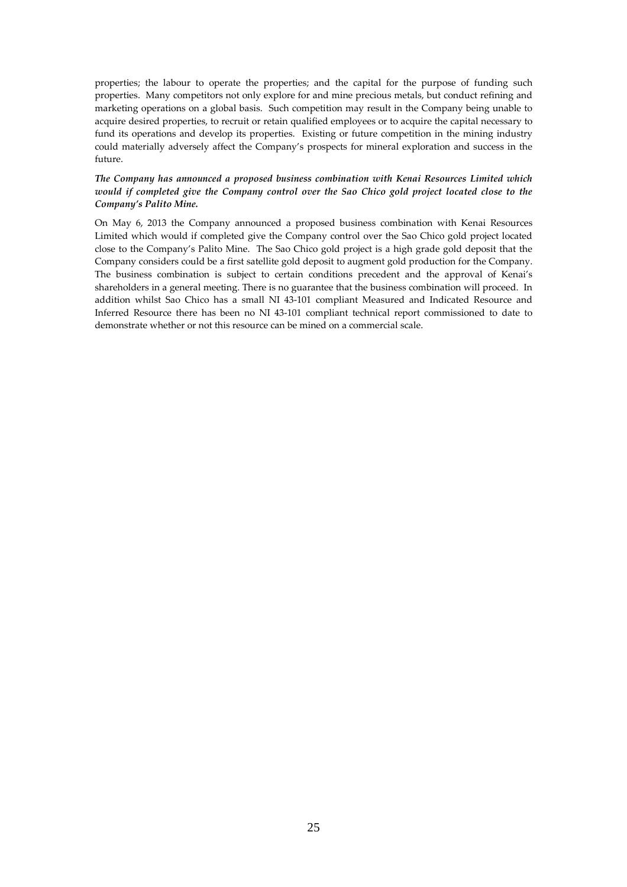properties; the labour to operate the properties; and the capital for the purpose of funding such properties. Many competitors not only explore for and mine precious metals, but conduct refining and marketing operations on a global basis. Such competition may result in the Company being unable to acquire desired properties, to recruit or retain qualified employees or to acquire the capital necessary to fund its operations and develop its properties. Existing or future competition in the mining industry could materially adversely affect the Company's prospects for mineral exploration and success in the future.

***The Company has announced a proposed business combination with Kenai Resources Limited which would if completed give the Company control over the Sao Chico gold project located close to the Company's Palito Mine.***

On May 6, 2013 the Company announced a proposed business combination with Kenai Resources Limited which would if completed give the Company control over the Sao Chico gold project located close to the Company's Palito Mine. The Sao Chico gold project is a high grade gold deposit that the Company considers could be a first satellite gold deposit to augment gold production for the Company. The business combination is subject to certain conditions precedent and the approval of Kenai's shareholders in a general meeting. There is no guarantee that the business combination will proceed. In addition whilst Sao Chico has a small NI 43-101 compliant Measured and Indicated Resource and Inferred Resource there has been no NI 43-101 compliant technical report commissioned to date to demonstrate whether or not this resource can be mined on a commercial scale.